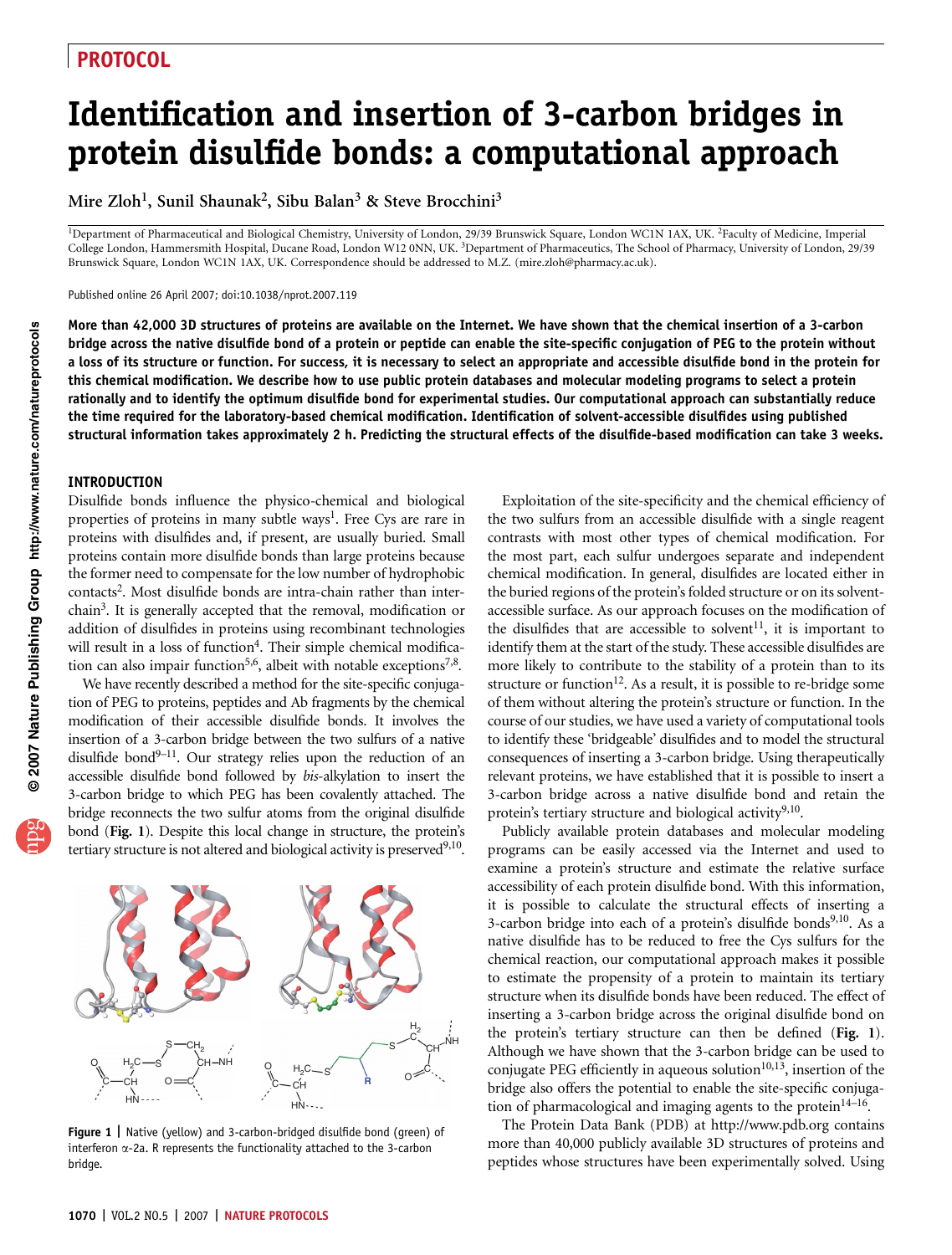# Identification and insertion of 3-carbon bridges in protein disulfide bonds: a computational approach

Mire Zloh[1], Sunil Shaunak[2], Sibu Balan[3] & Steve Brocchini[3]

[1]Department of Pharmaceutical and Biological Chemistry, University of London, 29/39 Brunswick Square, London WC1N 1AX, UK. [2]Faculty of Medicine, Imperial College London, Hammersmith Hospital, Ducane Road, London W12 0NN, UK. [3]Department of Pharmaceutics, The School of Pharmacy, University of London, 29/39 Brunswick Square, London WC1N 1AX, UK. Correspondence should be addressed to M.Z. (mire.zloh@pharmacy.ac.uk).

Published online 26 April 2007; doi:10.1038/nprot.2007.119

**More than 42,000 3D structures of proteins are available on the Internet. We have shown that the chemical insertion of a 3-carbon bridge across the native disulfide bond of a protein or peptide can enable the site-specific conjugation of PEG to the protein without a loss of its structure or function. For success, it is necessary to select an appropriate and accessible disulfide bond in the protein for this chemical modification. We describe how to use public protein databases and molecular modeling programs to select a protein rationally and to identify the optimum disulfide bond for experimental studies. Our computational approach can substantially reduce the time required for the laboratory-based chemical modification. Identification of solvent-accessible disulfides using published structural information takes approximately 2 h. Predicting the structural effects of the disulfide-based modification can take 3 weeks.**

## INTRODUCTION

Disulfide bonds influence the physico-chemical and biological properties of proteins in many subtle ways[1]. Free Cys are rare in proteins with disulfides and, if present, are usually buried. Small proteins contain more disulfide bonds than large proteins because the former need to compensate for the low number of hydrophobic contacts[2]. Most disulfide bonds are intra-chain rather than inter-chain[3]. It is generally accepted that the removal, modification or addition of disulfides in proteins using recombinant technologies will result in a loss of function[4]. Their simple chemical modification can also impair function[5,6], albeit with notable exceptions[7,8].

We have recently described a method for the site-specific conjugation of PEG to proteins, peptides and Ab fragments by the chemical modification of their accessible disulfide bonds. It involves the insertion of a 3-carbon bridge between the two sulfurs of a native disulfide bond[9–11]. Our strategy relies upon the reduction of an accessible disulfide bond followed by *bis*-alkylation to insert the 3-carbon bridge to which PEG has been covalently attached. The bridge reconnects the two sulfur atoms from the original disulfide bond (**Fig. 1**). Despite this local change in structure, the protein's tertiary structure is not altered and biological activity is preserved[9,10].

**Figure 1 |** Native (yellow) and 3-carbon-bridged disulfide bond (green) of interferon α-2a. R represents the functionality attached to the 3-carbon bridge.

Exploitation of the site-specificity and the chemical efficiency of the two sulfurs from an accessible disulfide with a single reagent contrasts with most other types of chemical modification. For the most part, each sulfur undergoes separate and independent chemical modification. In general, disulfides are located either in the buried regions of the protein's folded structure or on its solvent-accessible surface. As our approach focuses on the modification of the disulfides that are accessible to solvent[11], it is important to identify them at the start of the study. These accessible disulfides are more likely to contribute to the stability of a protein than to its structure or function[12]. As a result, it is possible to re-bridge some of them without altering the protein's structure or function. In the course of our studies, we have used a variety of computational tools to identify these 'bridgeable' disulfides and to model the structural consequences of inserting a 3-carbon bridge. Using therapeutically relevant proteins, we have established that it is possible to insert a 3-carbon bridge across a native disulfide bond and retain the protein's tertiary structure and biological activity[9,10].

Publicly available protein databases and molecular modeling programs can be easily accessed via the Internet and used to examine a protein's structure and estimate the relative surface accessibility of each protein disulfide bond. With this information, it is possible to calculate the structural effects of inserting a 3-carbon bridge into each of a protein's disulfide bonds[9,10]. As a native disulfide has to be reduced to free the Cys sulfurs for the chemical reaction, our computational approach makes it possible to estimate the propensity of a protein to maintain its tertiary structure when its disulfide bonds have been reduced. The effect of inserting a 3-carbon bridge across the original disulfide bond on the protein's tertiary structure can then be defined (**Fig. 1**). Although we have shown that the 3-carbon bridge can be used to conjugate PEG efficiently in aqueous solution[10,13], insertion of the bridge also offers the potential to enable the site-specific conjugation of pharmacological and imaging agents to the protein[14–16].

The Protein Data Bank (PDB) at http://www.pdb.org contains more than 40,000 publicly available 3D structures of proteins and peptides whose structures have been experimentally solved. Using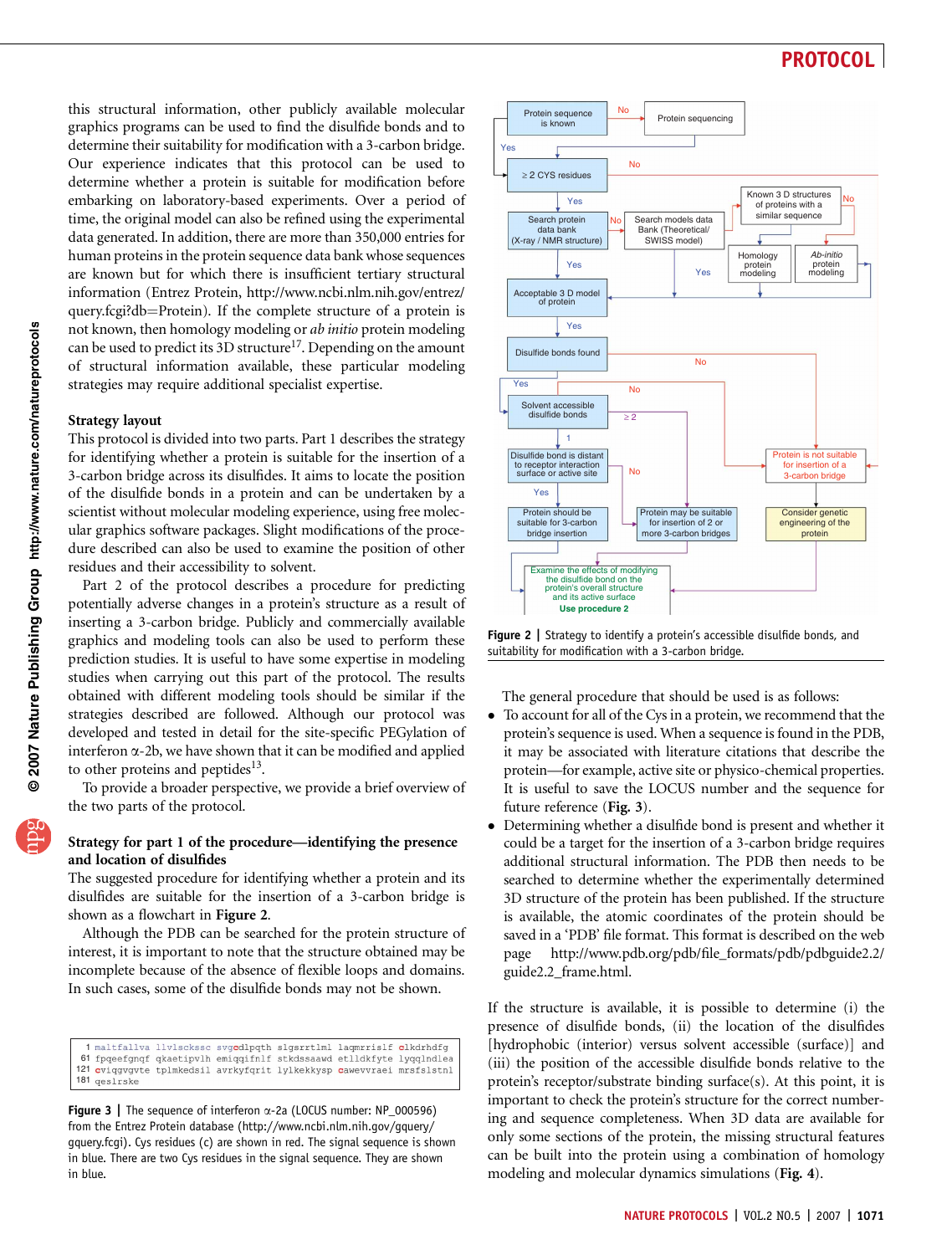this structural information, other publicly available molecular graphics programs can be used to find the disulfide bonds and to determine their suitability for modification with a 3-carbon bridge. Our experience indicates that this protocol can be used to determine whether a protein is suitable for modification before embarking on laboratory-based experiments. Over a period of time, the original model can also be refined using the experimental data generated. In addition, there are more than 350,000 entries for human proteins in the protein sequence data bank whose sequences are known but for which there is insufficient tertiary structural information (Entrez Protein, http://www.ncbi.nlm.nih.gov/entrez/query.fcgi?db=Protein). If the complete structure of a protein is not known, then homology modeling or *ab initio* protein modeling can be used to predict its 3D structure[17]. Depending on the amount of structural information available, these particular modeling strategies may require additional specialist expertise.

### Strategy layout

This protocol is divided into two parts. Part 1 describes the strategy for identifying whether a protein is suitable for the insertion of a 3-carbon bridge across its disulfides. It aims to locate the position of the disulfide bonds in a protein and can be undertaken by a scientist without molecular modeling experience, using free molecular graphics software packages. Slight modifications of the procedure described can also be used to examine the position of other residues and their accessibility to solvent.

Part 2 of the protocol describes a procedure for predicting potentially adverse changes in a protein's structure as a result of inserting a 3-carbon bridge. Publicly and commercially available graphics and modeling tools can also be used to perform these prediction studies. It is useful to have some expertise in modeling studies when carrying out this part of the protocol. The results obtained with different modeling tools should be similar if the strategies described are followed. Although our protocol was developed and tested in detail for the site-specific PEGylation of interferon α-2b, we have shown that it can be modified and applied to other proteins and peptides[13].

To provide a broader perspective, we provide a brief overview of the two parts of the protocol.

### Strategy for part 1 of the procedure—identifying the presence and location of disulfides

The suggested procedure for identifying whether a protein and its disulfides are suitable for the insertion of a 3-carbon bridge is shown as a flowchart in **Figure 2**.

Although the PDB can be searched for the protein structure of interest, it is important to note that the structure obtained may be incomplete because of the absence of flexible loops and domains. In such cases, some of the disulfide bonds may not be shown.

```
  1 maltfallva llvlsckssc svgcdlpqth slgsrrtlml laqmrrislf clkdrhdfg
 61 fpqeefgnqf qkaetipvlh emiqqifnlf stkdssaawd etlldkfyte lyqqlndlea
121 cviqgvgvte tplmkedsil avrkyfqrit lylkekkysp cawevvraei mrsfslstnl
181 qeslrske
```

**Figure 3** | The sequence of interferon α-2a (LOCUS number: NP_000596) from the Entrez Protein database (http://www.ncbi.nlm.nih.gov/gquery/gquery.fcgi). Cys residues (c) are shown in red. The signal sequence is shown in blue. There are two Cys residues in the signal sequence. They are shown in blue.

**Figure 2** | Strategy to identify a protein's accessible disulfide bonds, and suitability for modification with a 3-carbon bridge.

The general procedure that should be used is as follows:

- To account for all of the Cys in a protein, we recommend that the protein's sequence is used. When a sequence is found in the PDB, it may be associated with literature citations that describe the protein—for example, active site or physico-chemical properties. It is useful to save the LOCUS number and the sequence for future reference (**Fig. 3**).
- Determining whether a disulfide bond is present and whether it could be a target for the insertion of a 3-carbon bridge requires additional structural information. The PDB then needs to be searched to determine whether the experimentally determined 3D structure of the protein has been published. If the structure is available, the atomic coordinates of the protein should be saved in a 'PDB' file format. This format is described on the web page http://www.pdb.org/pdb/file_formats/pdb/pdbguide2.2/guide2.2_frame.html.

If the structure is available, it is possible to determine (i) the presence of disulfide bonds, (ii) the location of the disulfides [hydrophobic (interior) versus solvent accessible (surface)] and (iii) the position of the accessible disulfide bonds relative to the protein's receptor/substrate binding surface(s). At this point, it is important to check the protein's structure for the correct numbering and sequence completeness. When 3D data are available for only some sections of the protein, the missing structural features can be built into the protein using a combination of homology modeling and molecular dynamics simulations (**Fig. 4**).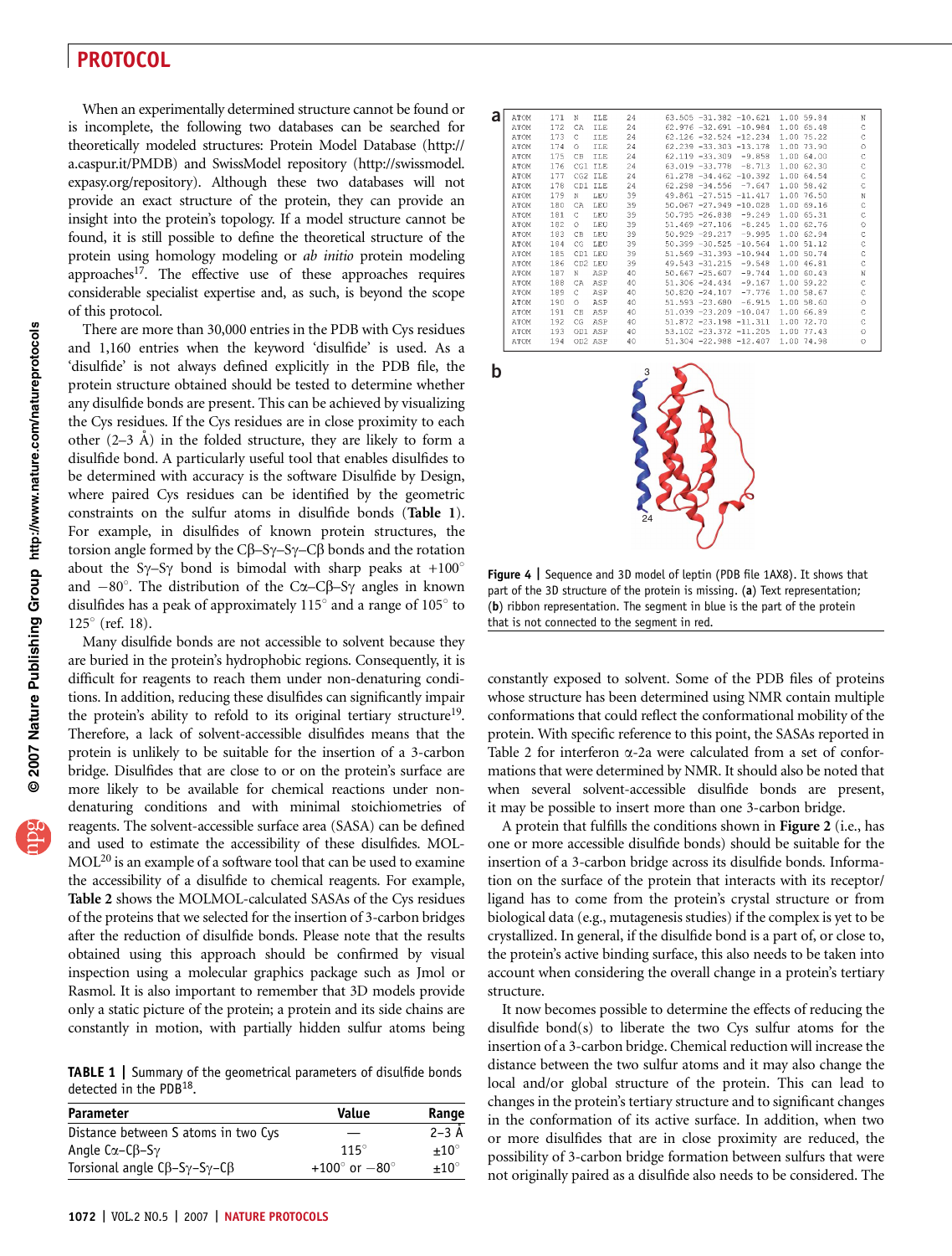When an experimentally determined structure cannot be found or is incomplete, the following two databases can be searched for theoretically modeled structures: Protein Model Database (http://a.caspur.it/PMDB) and SwissModel repository (http://swissmodel.expasy.org/repository). Although these two databases will not provide an exact structure of the protein, they can provide an insight into the protein's topology. If a model structure cannot be found, it is still possible to define the theoretical structure of the protein using homology modeling or *ab initio* protein modeling approaches[17]. The effective use of these approaches requires considerable specialist expertise and, as such, is beyond the scope of this protocol.

There are more than 30,000 entries in the PDB with Cys residues and 1,160 entries when the keyword 'disulfide' is used. As a 'disulfide' is not always defined explicitly in the PDB file, the protein structure obtained should be tested to determine whether any disulfide bonds are present. This can be achieved by visualizing the Cys residues. If the Cys residues are in close proximity to each other (2–3 Å) in the folded structure, they are likely to form a disulfide bond. A particularly useful tool that enables disulfides to be determined with accuracy is the software Disulfide by Design, where paired Cys residues can be identified by the geometric constraints on the sulfur atoms in disulfide bonds (**Table 1**). For example, in disulfides of known protein structures, the torsion angle formed by the Cβ–Sγ–Sγ–Cβ bonds and the rotation about the Sγ–Sγ bond is bimodal with sharp peaks at +100° and −80°. The distribution of the Cα–Cβ–Sγ angles in known disulfides has a peak of approximately 115° and a range of 105° to 125° (ref. 18).

Many disulfide bonds are not accessible to solvent because they are buried in the protein's hydrophobic regions. Consequently, it is difficult for reagents to reach them under non-denaturing conditions. In addition, reducing these disulfides can significantly impair the protein's ability to refold to its original tertiary structure[19]. Therefore, a lack of solvent-accessible disulfides means that the protein is unlikely to be suitable for the insertion of a 3-carbon bridge. Disulfides that are close to or on the protein's surface are more likely to be available for chemical reactions under non-denaturing conditions and with minimal stoichiometries of reagents. The solvent-accessible surface area (SASA) can be defined and used to estimate the accessibility of these disulfides. MOLMOL[20] is an example of a software tool that can be used to examine the accessibility of a disulfide to chemical reagents. For example, **Table 2** shows the MOLMOL-calculated SASAs of the Cys residues of the proteins that we selected for the insertion of 3-carbon bridges after the reduction of disulfide bonds. Please note that the results obtained using this approach should be confirmed by visual inspection using a molecular graphics package such as Jmol or Rasmol. It is also important to remember that 3D models provide only a static picture of the protein; a protein and its side chains are constantly in motion, with partially hidden sulfur atoms being constantly exposed to solvent. Some of the PDB files of proteins whose structure has been determined using NMR contain multiple conformations that could reflect the conformational mobility of the protein. With specific reference to this protocol, the SASAs reported in Table 2 for interferon α-2a were calculated from a set of conformations that were determined by NMR. It should also be noted that when several solvent-accessible disulfide bonds are present, it may be possible to insert more than one 3-carbon bridge.

**TABLE 1 |** Summary of the geometrical parameters of disulfide bonds detected in the PDB[18].

| Parameter | Value | Range |
|---|---|---|
| Distance between S atoms in two Cys | — | 2–3 Å |
| Angle Cα–Cβ–Sγ | 115° | ±10° |
| Torsional angle Cβ–Sγ–Sγ–Cβ | +100° or −80° | ±10° |

| | | | | | | | | | |
|---|---|---|---|---|---|---|---|---|---|
| ATOM | 171 | N | ILE | 24 | 63.505 | -31.382 | -10.621 | 1.00 59.84 | N |
| ATOM | 172 | CA | ILE | 24 | 62.976 | -32.691 | -10.984 | 1.00 65.48 | C |
| ATOM | 173 | C | ILE | 24 | 62.126 | -32.524 | -12.234 | 1.00 75.22 | C |
| ATOM | 174 | O | ILE | 24 | 62.239 | -33.303 | -13.178 | 1.00 73.90 | O |
| ATOM | 175 | CB | ILE | 24 | 62.119 | -33.309 | -9.858 | 1.00 64.00 | C |
| ATOM | 176 | CG1 | ILE | 24 | 63.019 | -33.778 | -8.713 | 1.00 62.30 | C |
| ATOM | 177 | CG2 | ILE | 24 | 61.278 | -34.462 | -10.392 | 1.00 64.54 | C |
| ATOM | 178 | CD1 | ILE | 24 | 62.298 | -34.556 | -7.647 | 1.00 58.42 | C |
| ATOM | 179 | N | LEU | 39 | 49.861 | -27.515 | -11.417 | 1.00 76.50 | N |
| ATOM | 180 | CA | LEU | 39 | 50.067 | -27.949 | -10.028 | 1.00 69.16 | C |
| ATOM | 181 | C | LEU | 39 | 50.795 | -26.838 | -9.249 | 1.00 65.31 | C |
| ATOM | 182 | O | LEU | 39 | 51.469 | -27.106 | -8.245 | 1.00 62.76 | O |
| ATOM | 183 | CB | LEU | 39 | 50.929 | -29.217 | -9.995 | 1.00 62.94 | C |
| ATOM | 184 | CG | LEU | 39 | 50.359 | -30.525 | -10.564 | 1.00 51.12 | C |
| ATOM | 185 | CD1 | LEU | 39 | 51.569 | -31.393 | -10.944 | 1.00 50.74 | C |
| ATOM | 186 | CD2 | LEU | 39 | 49.543 | -31.215 | -9.548 | 1.00 46.81 | C |
| ATOM | 187 | N | ASP | 40 | 50.667 | -25.607 | -9.744 | 1.00 60.43 | N |
| ATOM | 188 | CA | ASP | 40 | 51.306 | -24.434 | -9.167 | 1.00 59.22 | C |
| ATOM | 189 | C | ASP | 40 | 50.820 | -24.107 | -7.776 | 1.00 58.67 | C |
| ATOM | 190 | O | ASP | 40 | 51.593 | -23.680 | -6.915 | 1.00 58.60 | O |
| ATOM | 191 | CB | ASP | 40 | 51.039 | -23.209 | -10.047 | 1.00 66.89 | C |
| ATOM | 192 | CG | ASP | 40 | 51.872 | -23.198 | -11.311 | 1.00 72.70 | C |
| ATOM | 193 | OD1 | ASP | 40 | 53.102 | -23.372 | -11.205 | 1.00 77.43 | O |
| ATOM | 194 | OD2 | ASP | 40 | 51.304 | -22.988 | -12.407 | 1.00 74.98 | O |

**Figure 4 |** Sequence and 3D model of leptin (PDB file 1AX8). It shows that part of the 3D structure of the protein is missing. (**a**) Text representation; (**b**) ribbon representation. The segment in blue is the part of the protein that is not connected to the segment in red.

A protein that fulfills the conditions shown in **Figure 2** (i.e., has one or more accessible disulfide bonds) should be suitable for the insertion of a 3-carbon bridge across its disulfide bonds. Information on the surface of the protein that interacts with its receptor/ligand has to come from the protein's crystal structure or from biological data (e.g., mutagenesis studies) if the complex is yet to be crystallized. In general, if the disulfide bond is a part of, or close to, the protein's active binding surface, this also needs to be taken into account when considering the overall change in a protein's tertiary structure.

It now becomes possible to determine the effects of reducing the disulfide bond(s) to liberate the two Cys sulfur atoms for the insertion of a 3-carbon bridge. Chemical reduction will increase the distance between the two sulfur atoms and it may also change the local and/or global structure of the protein. This can lead to changes in the protein's tertiary structure and to significant changes in the conformation of its active surface. In addition, when two or more disulfides that are in close proximity are reduced, the possibility of 3-carbon bridge formation between sulfurs that were not originally paired as a disulfide also needs to be considered. The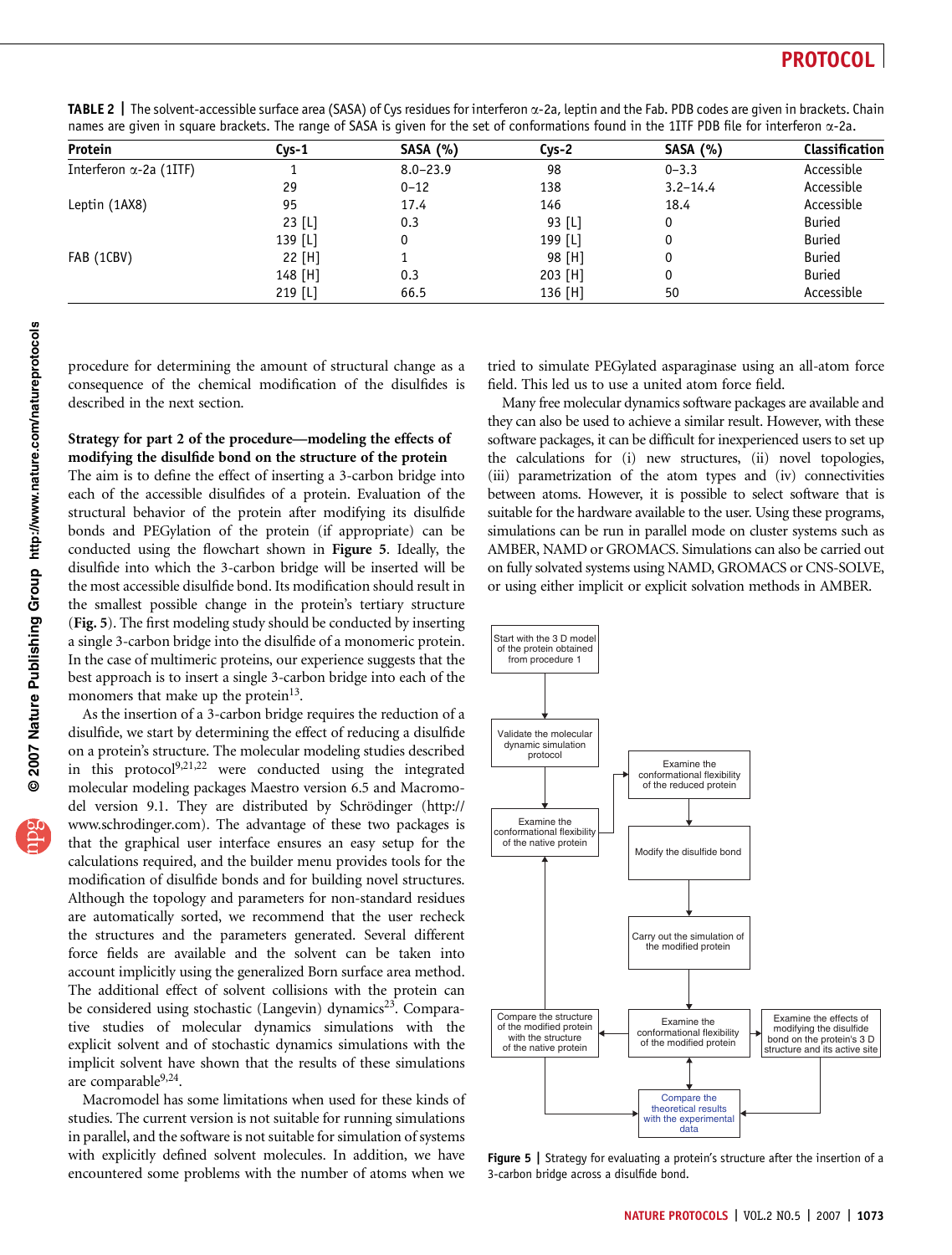**TABLE 2** | The solvent-accessible surface area (SASA) of Cys residues for interferon α-2a, leptin and the Fab. PDB codes are given in brackets. Chain names are given in square brackets. The range of SASA is given for the set of conformations found in the 1ITF PDB file for interferon α-2a.

| Protein | Cys-1 | SASA (%) | Cys-2 | SASA (%) | Classification |
|---|---|---|---|---|---|
| Interferon α-2a (1ITF) | 1 | 8.0–23.9 | 98 | 0–3.3 | Accessible |
| | 29 | 0–12 | 138 | 3.2–14.4 | Accessible |
| Leptin (1AX8) | 95 | 17.4 | 146 | 18.4 | Accessible |
| | 23 [L] | 0.3 | 93 [L] | 0 | Buried |
| | 139 [L] | 0 | 199 [L] | 0 | Buried |
| FAB (1CBV) | 22 [H] | 1 | 98 [H] | 0 | Buried |
| | 148 [H] | 0.3 | 203 [H] | 0 | Buried |
| | 219 [L] | 66.5 | 136 [H] | 50 | Accessible |

procedure for determining the amount of structural change as a consequence of the chemical modification of the disulfides is described in the next section.

**Strategy for part 2 of the procedure—modeling the effects of modifying the disulfide bond on the structure of the protein**

The aim is to define the effect of inserting a 3-carbon bridge into each of the accessible disulfides of a protein. Evaluation of the structural behavior of the protein after modifying its disulfide bonds and PEGylation of the protein (if appropriate) can be conducted using the flowchart shown in **Figure 5**. Ideally, the disulfide into which the 3-carbon bridge will be inserted will be the most accessible disulfide bond. Its modification should result in the smallest possible change in the protein's tertiary structure (**Fig. 5**). The first modeling study should be conducted by inserting a single 3-carbon bridge into the disulfide of a monomeric protein. In the case of multimeric proteins, our experience suggests that the best approach is to insert a single 3-carbon bridge into each of the monomers that make up the protein[13].

As the insertion of a 3-carbon bridge requires the reduction of a disulfide, we start by determining the effect of reducing a disulfide on a protein's structure. The molecular modeling studies described in this protocol[9,21,22] were conducted using the integrated molecular modeling packages Maestro version 6.5 and Macromodel version 9.1. They are distributed by Schrödinger (http://www.schrodinger.com). The advantage of these two packages is that the graphical user interface ensures an easy setup for the calculations required, and the builder menu provides tools for the modification of disulfide bonds and for building novel structures. Although the topology and parameters for non-standard residues are automatically sorted, we recommend that the user recheck the structures and the parameters generated. Several different force fields are available and the solvent can be taken into account implicitly using the generalized Born surface area method. The additional effect of solvent collisions with the protein can be considered using stochastic (Langevin) dynamics[23]. Comparative studies of molecular dynamics simulations with the explicit solvent and of stochastic dynamics simulations with the implicit solvent have shown that the results of these simulations are comparable[9,24].

Macromodel has some limitations when used for these kinds of studies. The current version is not suitable for running simulations in parallel, and the software is not suitable for simulation of systems with explicitly defined solvent molecules. In addition, we have encountered some problems with the number of atoms when we tried to simulate PEGylated asparaginase using an all-atom force field. This led us to use a united atom force field.

Many free molecular dynamics software packages are available and they can also be used to achieve a similar result. However, with these software packages, it can be difficult for inexperienced users to set up the calculations for (i) new structures, (ii) novel topologies, (iii) parametrization of the atom types and (iv) connectivities between atoms. However, it is possible to select software that is suitable for the hardware available to the user. Using these programs, simulations can be run in parallel mode on cluster systems such as AMBER, NAMD or GROMACS. Simulations can also be carried out on fully solvated systems using NAMD, GROMACS or CNS-SOLVE, or using either implicit or explicit solvation methods in AMBER.

Start with the 3 D model of the protein obtained from procedure 1 → Validate the molecular dynamic simulation protocol → Examine the conformational flexibility of the native protein → Examine the conformational flexibility of the reduced protein → Modify the disulfide bond → Carry out the simulation of the modified protein → Examine the conformational flexibility of the modified protein → Compare the structure of the modified protein with the structure of the native protein; Examine the effects of modifying the disulfide bond on the protein's 3 D structure and its active site → Compare the theoretical results with the experimental data

**Figure 5** | Strategy for evaluating a protein's structure after the insertion of a 3-carbon bridge across a disulfide bond.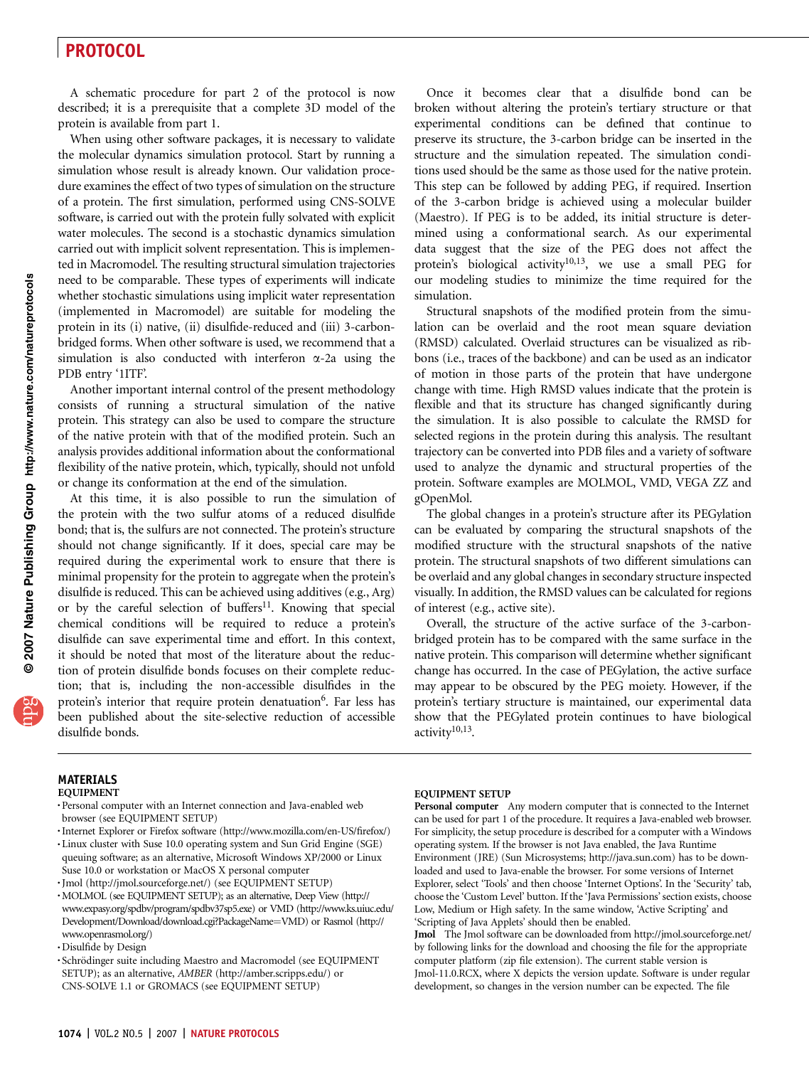A schematic procedure for part 2 of the protocol is now described; it is a prerequisite that a complete 3D model of the protein is available from part 1.

When using other software packages, it is necessary to validate the molecular dynamics simulation protocol. Start by running a simulation whose result is already known. Our validation procedure examines the effect of two types of simulation on the structure of a protein. The first simulation, performed using CNS-SOLVE software, is carried out with the protein fully solvated with explicit water molecules. The second is a stochastic dynamics simulation carried out with implicit solvent representation. This is implemented in Macromodel. The resulting structural simulation trajectories need to be comparable. These types of experiments will indicate whether stochastic simulations using implicit water representation (implemented in Macromodel) are suitable for modeling the protein in its (i) native, (ii) disulfide-reduced and (iii) 3-carbon-bridged forms. When other software is used, we recommend that a simulation is also conducted with interferon α-2a using the PDB entry '1ITF'.

Another important internal control of the present methodology consists of running a structural simulation of the native protein. This strategy can also be used to compare the structure of the native protein with that of the modified protein. Such an analysis provides additional information about the conformational flexibility of the native protein, which, typically, should not unfold or change its conformation at the end of the simulation.

At this time, it is also possible to run the simulation of the protein with the two sulfur atoms of a reduced disulfide bond; that is, the sulfurs are not connected. The protein's structure should not change significantly. If it does, special care may be required during the experimental work to ensure that there is minimal propensity for the protein to aggregate when the protein's disulfide is reduced. This can be achieved using additives (e.g., Arg) or by the careful selection of buffers[11]. Knowing that special chemical conditions will be required to reduce a protein's disulfide can save experimental time and effort. In this context, it should be noted that most of the literature about the reduction of protein disulfide bonds focuses on their complete reduction; that is, including the non-accessible disulfides in the protein's interior that require protein denatuation[6]. Far less has been published about the site-selective reduction of accessible disulfide bonds.

Once it becomes clear that a disulfide bond can be broken without altering the protein's tertiary structure or that experimental conditions can be defined that continue to preserve its structure, the 3-carbon bridge can be inserted in the structure and the simulation repeated. The simulation conditions used should be the same as those used for the native protein. This step can be followed by adding PEG, if required. Insertion of the 3-carbon bridge is achieved using a molecular builder (Maestro). If PEG is to be added, its initial structure is determined using a conformational search. As our experimental data suggest that the size of the PEG does not affect the protein's biological activity[10,13], we use a small PEG for our modeling studies to minimize the time required for the simulation.

Structural snapshots of the modified protein from the simulation can be overlaid and the root mean square deviation (RMSD) calculated. Overlaid structures can be visualized as ribbons (i.e., traces of the backbone) and can be used as an indicator of motion in those parts of the protein that have undergone change with time. High RMSD values indicate that the protein is flexible and that its structure has changed significantly during the simulation. It is also possible to calculate the RMSD for selected regions in the protein during this analysis. The resultant trajectory can be converted into PDB files and a variety of software used to analyze the dynamic and structural properties of the protein. Software examples are MOLMOL, VMD, VEGA ZZ and gOpenMol.

The global changes in a protein's structure after its PEGylation can be evaluated by comparing the structural snapshots of the modified structure with the structural snapshots of the native protein. The structural snapshots of two different simulations can be overlaid and any global changes in secondary structure inspected visually. In addition, the RMSD values can be calculated for regions of interest (e.g., active site).

Overall, the structure of the active surface of the 3-carbon-bridged protein has to be compared with the same surface in the native protein. This comparison will determine whether significant change has occurred. In the case of PEGylation, the active surface may appear to be obscured by the PEG moiety. However, if the protein's tertiary structure is maintained, our experimental data show that the PEGylated protein continues to have biological activity[10,13].

## MATERIALS

### EQUIPMENT

- Personal computer with an Internet connection and Java-enabled web browser (see EQUIPMENT SETUP)
- Internet Explorer or Firefox software (http://www.mozilla.com/en-US/firefox/)
- Linux cluster with Suse 10.0 operating system and Sun Grid Engine (SGE) queuing software; as an alternative, Microsoft Windows XP/2000 or Linux Suse 10.0 or workstation or MacOS X personal computer
- Jmol (http://jmol.sourceforge.net/) (see EQUIPMENT SETUP)
- MOLMOL (see EQUIPMENT SETUP); as an alternative, Deep View (http://www.expasy.org/spdbv/program/spdbv37sp5.exe) or VMD (http://www.ks.uiuc.edu/Development/Download/download.cgi?PackageName=VMD) or Rasmol (http://www.openrasmol.org/)
- Disulfide by Design
- Schrödinger suite including Maestro and Macromodel (see EQUIPMENT SETUP); as an alternative, *AMBER* (http://amber.scripps.edu/) or CNS-SOLVE 1.1 or GROMACS (see EQUIPMENT SETUP)

### EQUIPMENT SETUP

**Personal computer** Any modern computer that is connected to the Internet can be used for part 1 of the procedure. It requires a Java-enabled web browser. For simplicity, the setup procedure is described for a computer with a Windows operating system. If the browser is not Java enabled, the Java Runtime Environment (JRE) (Sun Microsystems; http://java.sun.com) has to be downloaded and used to Java-enable the browser. For some versions of Internet Explorer, select 'Tools' and then choose 'Internet Options'. In the 'Security' tab, choose the 'Custom Level' button. If the 'Java Permissions' section exists, choose Low, Medium or High safety. In the same window, 'Active Scripting' and 'Scripting of Java Applets' should then be enabled.

**Jmol** The Jmol software can be downloaded from http://jmol.sourceforge.net/ by following links for the download and choosing the file for the appropriate computer platform (zip file extension). The current stable version is Jmol-11.0.RCX, where X depicts the version update. Software is under regular development, so changes in the version number can be expected. The file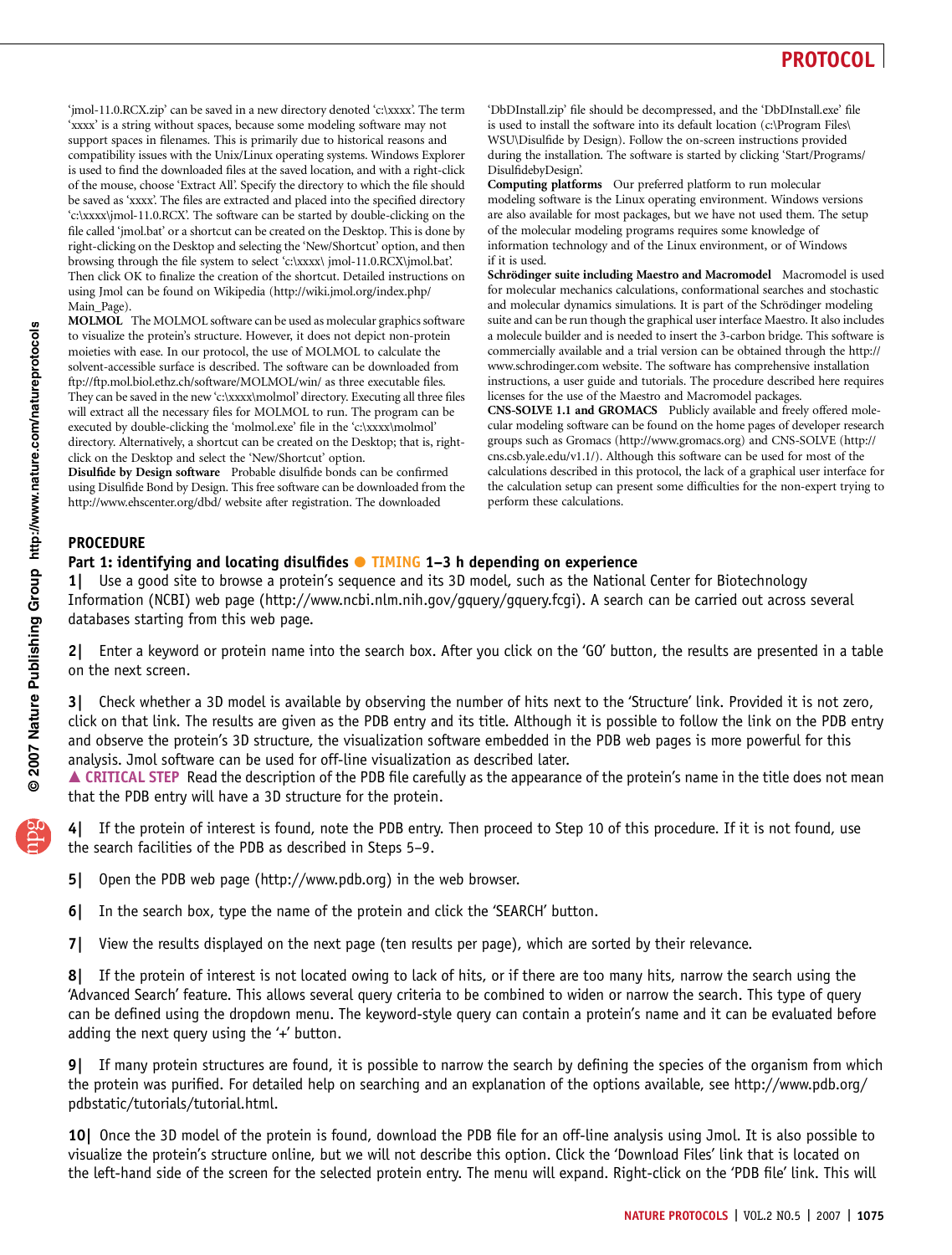'jmol-11.0.RCX.zip' can be saved in a new directory denoted 'c:\xxxx'. The term 'xxxx' is a string without spaces, because some modeling software may not support spaces in filenames. This is primarily due to historical reasons and compatibility issues with the Unix/Linux operating systems. Windows Explorer is used to find the downloaded files at the saved location, and with a right-click of the mouse, choose 'Extract All'. Specify the directory to which the file should be saved as 'xxxx'. The files are extracted and placed into the specified directory 'c:\xxxx\jmol-11.0.RCX'. The software can be started by double-clicking on the file called 'jmol.bat' or a shortcut can be created on the Desktop. This is done by right-clicking on the Desktop and selecting the 'New/Shortcut' option, and then browsing through the file system to select 'c:\xxxx\ jmol-11.0.RCX\jmol.bat'. Then click OK to finalize the creation of the shortcut. Detailed instructions on using Jmol can be found on Wikipedia (http://wiki.jmol.org/index.php/Main_Page).

**MOLMOL** The MOLMOL software can be used as molecular graphics software to visualize the protein's structure. However, it does not depict non-protein moieties with ease. In our protocol, the use of MOLMOL to calculate the solvent-accessible surface is described. The software can be downloaded from ftp://ftp.mol.biol.ethz.ch/software/MOLMOL/win/ as three executable files. They can be saved in the new 'c:\xxxx\molmol' directory. Executing all three files will extract all the necessary files for MOLMOL to run. The program can be executed by double-clicking the 'molmol.exe' file in the 'c:\xxxx\molmol' directory. Alternatively, a shortcut can be created on the Desktop; that is, right-click on the Desktop and select the 'New/Shortcut' option.

**Disulfide by Design software** Probable disulfide bonds can be confirmed using Disulfide Bond by Design. This free software can be downloaded from the http://www.ehscenter.org/dbd/ website after registration. The downloaded 'DbDInstall.zip' file should be decompressed, and the 'DbDInstall.exe' file is used to install the software into its default location (c:\Program Files\WSU\Disulfide by Design). Follow the on-screen instructions provided during the installation. The software is started by clicking 'Start/Programs/DisulfidebyDesign'.

**Computing platforms** Our preferred platform to run molecular modeling software is the Linux operating environment. Windows versions are also available for most packages, but we have not used them. The setup of the molecular modeling programs requires some knowledge of information technology and of the Linux environment, or of Windows if it is used.

**Schrödinger suite including Maestro and Macromodel** Macromodel is used for molecular mechanics calculations, conformational searches and stochastic and molecular dynamics simulations. It is part of the Schrödinger modeling suite and can be run though the graphical user interface Maestro. It also includes a molecule builder and is needed to insert the 3-carbon bridge. This software is commercially available and a trial version can be obtained through the http://www.schrodinger.com website. The software has comprehensive installation instructions, a user guide and tutorials. The procedure described here requires licenses for the use of the Maestro and Macromodel packages.

**CNS-SOLVE 1.1 and GROMACS** Publicly available and freely offered molecular modeling software can be found on the home pages of developer research groups such as Gromacs (http://www.gromacs.org) and CNS-SOLVE (http://cns.csb.yale.edu/v1.1/). Although this software can be used for most of the calculations described in this protocol, the lack of a graphical user interface for the calculation setup can present some difficulties for the non-expert trying to perform these calculations.

## PROCEDURE

### Part 1: identifying and locating disulfides ● TIMING 1–3 h depending on experience

**1|** Use a good site to browse a protein's sequence and its 3D model, such as the National Center for Biotechnology Information (NCBI) web page (http://www.ncbi.nlm.nih.gov/gquery/gquery.fcgi). A search can be carried out across several databases starting from this web page.

**2|** Enter a keyword or protein name into the search box. After you click on the 'GO' button, the results are presented in a table on the next screen.

**3|** Check whether a 3D model is available by observing the number of hits next to the 'Structure' link. Provided it is not zero, click on that link. The results are given as the PDB entry and its title. Although it is possible to follow the link on the PDB entry and observe the protein's 3D structure, the visualization software embedded in the PDB web pages is more powerful for this analysis. Jmol software can be used for off-line visualization as described later.

▲ **CRITICAL STEP** Read the description of the PDB file carefully as the appearance of the protein's name in the title does not mean that the PDB entry will have a 3D structure for the protein.

**4|** If the protein of interest is found, note the PDB entry. Then proceed to Step 10 of this procedure. If it is not found, use the search facilities of the PDB as described in Steps 5–9.

**5|** Open the PDB web page (http://www.pdb.org) in the web browser.

**6|** In the search box, type the name of the protein and click the 'SEARCH' button.

**7|** View the results displayed on the next page (ten results per page), which are sorted by their relevance.

**8|** If the protein of interest is not located owing to lack of hits, or if there are too many hits, narrow the search using the 'Advanced Search' feature. This allows several query criteria to be combined to widen or narrow the search. This type of query can be defined using the dropdown menu. The keyword-style query can contain a protein's name and it can be evaluated before adding the next query using the '+' button.

**9|** If many protein structures are found, it is possible to narrow the search by defining the species of the organism from which the protein was purified. For detailed help on searching and an explanation of the options available, see http://www.pdb.org/pdbstatic/tutorials/tutorial.html.

**10|** Once the 3D model of the protein is found, download the PDB file for an off-line analysis using Jmol. It is also possible to visualize the protein's structure online, but we will not describe this option. Click the 'Download Files' link that is located on the left-hand side of the screen for the selected protein entry. The menu will expand. Right-click on the 'PDB file' link. This will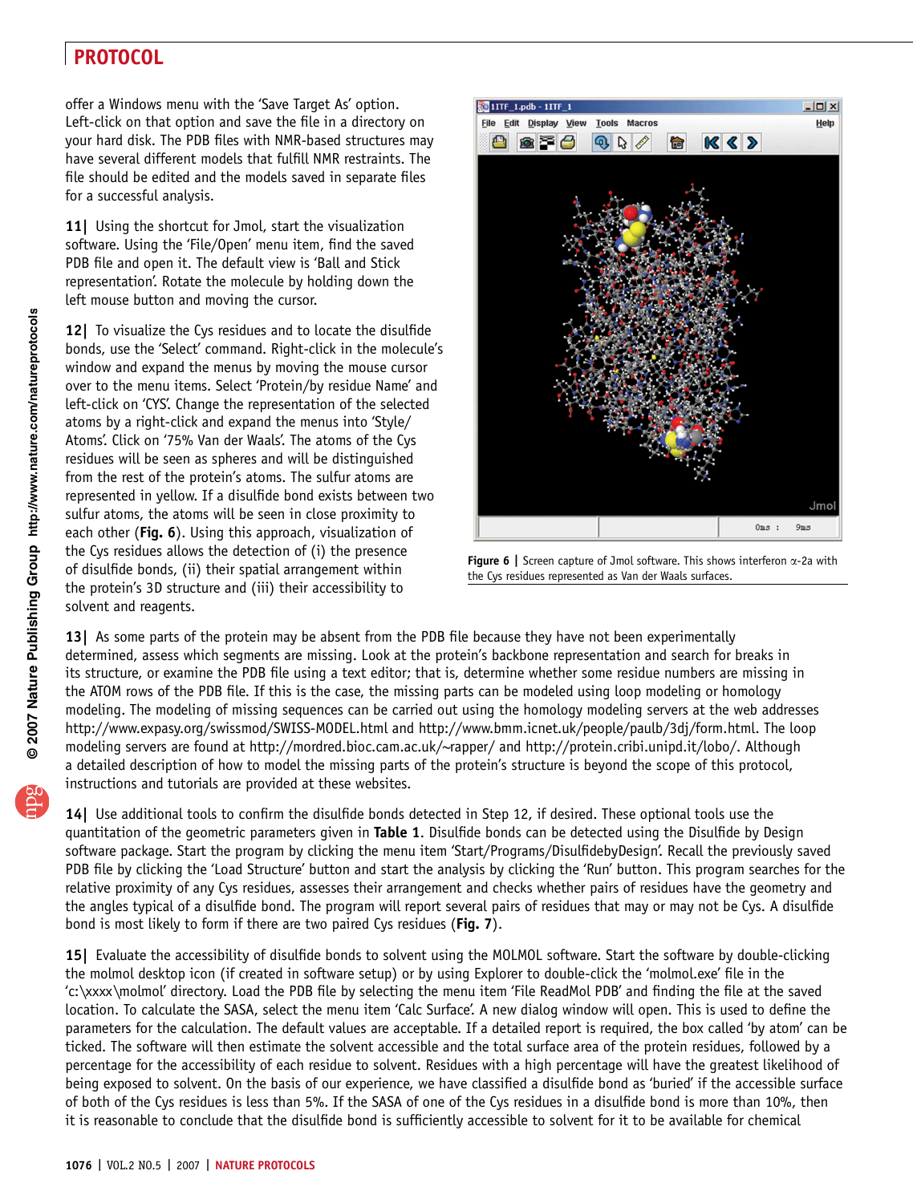offer a Windows menu with the 'Save Target As' option. Left-click on that option and save the file in a directory on your hard disk. The PDB files with NMR-based structures may have several different models that fulfill NMR restraints. The file should be edited and the models saved in separate files for a successful analysis.

**11|** Using the shortcut for Jmol, start the visualization software. Using the 'File/Open' menu item, find the saved PDB file and open it. The default view is 'Ball and Stick representation'. Rotate the molecule by holding down the left mouse button and moving the cursor.

**12|** To visualize the Cys residues and to locate the disulfide bonds, use the 'Select' command. Right-click in the molecule's window and expand the menus by moving the mouse cursor over to the menu items. Select 'Protein/by residue Name' and left-click on 'CYS'. Change the representation of the selected atoms by a right-click and expand the menus into 'Style/Atoms'. Click on '75% Van der Waals'. The atoms of the Cys residues will be seen as spheres and will be distinguished from the rest of the protein's atoms. The sulfur atoms are represented in yellow. If a disulfide bond exists between two sulfur atoms, the atoms will be seen in close proximity to each other (**Fig. 6**). Using this approach, visualization of the Cys residues allows the detection of (i) the presence of disulfide bonds, (ii) their spatial arrangement within the protein's 3D structure and (iii) their accessibility to solvent and reagents.

**Figure 6 |** Screen capture of Jmol software. This shows interferon $\alpha$-2a with the Cys residues represented as Van der Waals surfaces.

**13|** As some parts of the protein may be absent from the PDB file because they have not been experimentally determined, assess which segments are missing. Look at the protein's backbone representation and search for breaks in its structure, or examine the PDB file using a text editor; that is, determine whether some residue numbers are missing in the ATOM rows of the PDB file. If this is the case, the missing parts can be modeled using loop modeling or homology modeling. The modeling of missing sequences can be carried out using the homology modeling servers at the web addresses http://www.expasy.org/swissmod/SWISS-MODEL.html and http://www.bmm.icnet.uk/people/paulb/3dj/form.html. The loop modeling servers are found at http://mordred.bioc.cam.ac.uk/~rapper/ and http://protein.cribi.unipd.it/lobo/. Although a detailed description of how to model the missing parts of the protein's structure is beyond the scope of this protocol, instructions and tutorials are provided at these websites.

**14|** Use additional tools to confirm the disulfide bonds detected in Step 12, if desired. These optional tools use the quantitation of the geometric parameters given in **Table 1**. Disulfide bonds can be detected using the Disulfide by Design software package. Start the program by clicking the menu item 'Start/Programs/DisulfidebyDesign'. Recall the previously saved PDB file by clicking the 'Load Structure' button and start the analysis by clicking the 'Run' button. This program searches for the relative proximity of any Cys residues, assesses their arrangement and checks whether pairs of residues have the geometry and the angles typical of a disulfide bond. The program will report several pairs of residues that may or may not be Cys. A disulfide bond is most likely to form if there are two paired Cys residues (**Fig. 7**).

**15|** Evaluate the accessibility of disulfide bonds to solvent using the MOLMOL software. Start the software by double-clicking the molmol desktop icon (if created in software setup) or by using Explorer to double-click the 'molmol.exe' file in the 'c:\xxxx\molmol' directory. Load the PDB file by selecting the menu item 'File ReadMol PDB' and finding the file at the saved location. To calculate the SASA, select the menu item 'Calc Surface'. A new dialog window will open. This is used to define the parameters for the calculation. The default values are acceptable. If a detailed report is required, the box called 'by atom' can be ticked. The software will then estimate the solvent accessible and the total surface area of the protein residues, followed by a percentage for the accessibility of each residue to solvent. Residues with a high percentage will have the greatest likelihood of being exposed to solvent. On the basis of our experience, we have classified a disulfide bond as 'buried' if the accessible surface of both of the Cys residues is less than 5%. If the SASA of one of the Cys residues in a disulfide bond is more than 10%, then it is reasonable to conclude that the disulfide bond is sufficiently accessible to solvent for it to be available for chemical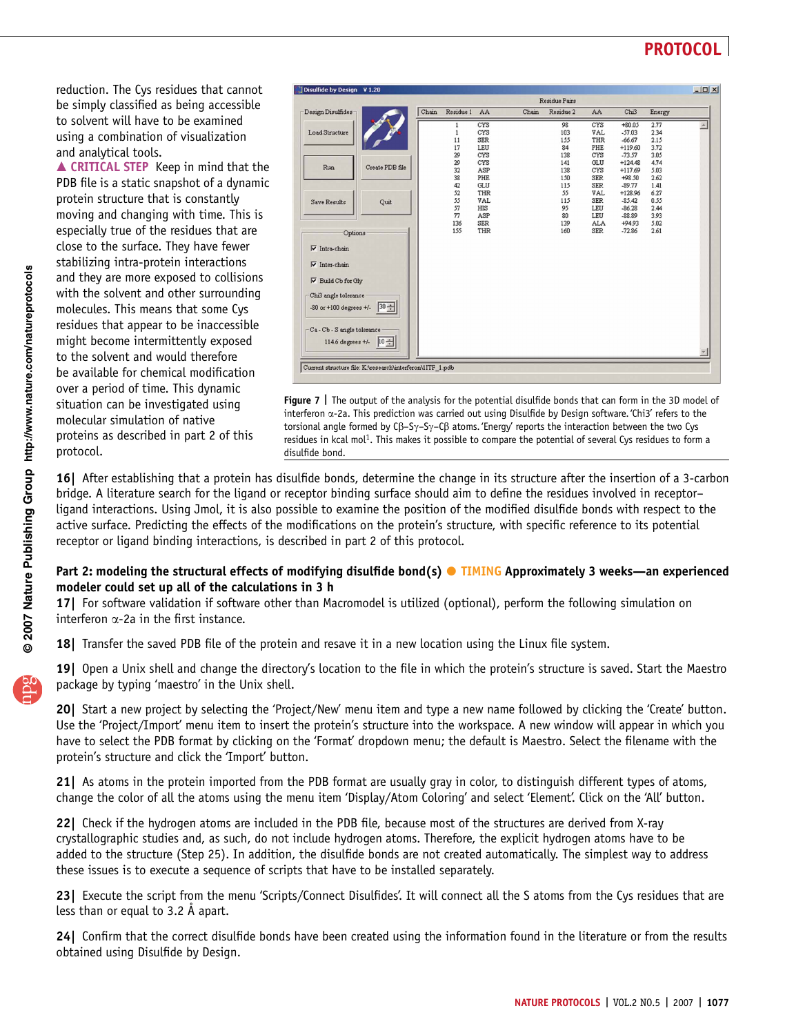reduction. The Cys residues that cannot be simply classified as being accessible to solvent will have to be examined using a combination of visualization and analytical tools.

▲ **CRITICAL STEP** Keep in mind that the PDB file is a static snapshot of a dynamic protein structure that is constantly moving and changing with time. This is especially true of the residues that are close to the surface. They have fewer stabilizing intra-protein interactions and they are more exposed to collisions with the solvent and other surrounding molecules. This means that some Cys residues that appear to be inaccessible might become intermittently exposed to the solvent and would therefore be available for chemical modification over a period of time. This dynamic situation can be investigated using molecular simulation of native proteins as described in part 2 of this protocol.

**Figure 7 |** The output of the analysis for the potential disulfide bonds that can form in the 3D model of interferon α-2a. This prediction was carried out using Disulfide by Design software. 'Chi3' refers to the torsional angle formed by Cβ–Sγ–Sγ–Cβ atoms. 'Energy' reports the interaction between the two Cys residues in kcal mol[1]. This makes it possible to compare the potential of several Cys residues to form a disulfide bond.

**16|** After establishing that a protein has disulfide bonds, determine the change in its structure after the insertion of a 3-carbon bridge. A literature search for the ligand or receptor binding surface should aim to define the residues involved in receptor–ligand interactions. Using Jmol, it is also possible to examine the position of the modified disulfide bonds with respect to the active surface. Predicting the effects of the modifications on the protein's structure, with specific reference to its potential receptor or ligand binding interactions, is described in part 2 of this protocol.

### Part 2: modeling the structural effects of modifying disulfide bond(s) ● TIMING Approximately 3 weeks—an experienced modeler could set up all of the calculations in 3 h

**17|** For software validation if software other than Macromodel is utilized (optional), perform the following simulation on interferon α-2a in the first instance.

**18|** Transfer the saved PDB file of the protein and resave it in a new location using the Linux file system.

**19|** Open a Unix shell and change the directory's location to the file in which the protein's structure is saved. Start the Maestro package by typing 'maestro' in the Unix shell.

**20|** Start a new project by selecting the 'Project/New' menu item and type a new name followed by clicking the 'Create' button. Use the 'Project/Import' menu item to insert the protein's structure into the workspace. A new window will appear in which you have to select the PDB format by clicking on the 'Format' dropdown menu; the default is Maestro. Select the filename with the protein's structure and click the 'Import' button.

**21|** As atoms in the protein imported from the PDB format are usually gray in color, to distinguish different types of atoms, change the color of all the atoms using the menu item 'Display/Atom Coloring' and select 'Element'. Click on the 'All' button.

**22|** Check if the hydrogen atoms are included in the PDB file, because most of the structures are derived from X-ray crystallographic studies and, as such, do not include hydrogen atoms. Therefore, the explicit hydrogen atoms have to be added to the structure (Step 25). In addition, the disulfide bonds are not created automatically. The simplest way to address these issues is to execute a sequence of scripts that have to be installed separately.

**23|** Execute the script from the menu 'Scripts/Connect Disulfides'. It will connect all the S atoms from the Cys residues that are less than or equal to 3.2 Å apart.

**24|** Confirm that the correct disulfide bonds have been created using the information found in the literature or from the results obtained using Disulfide by Design.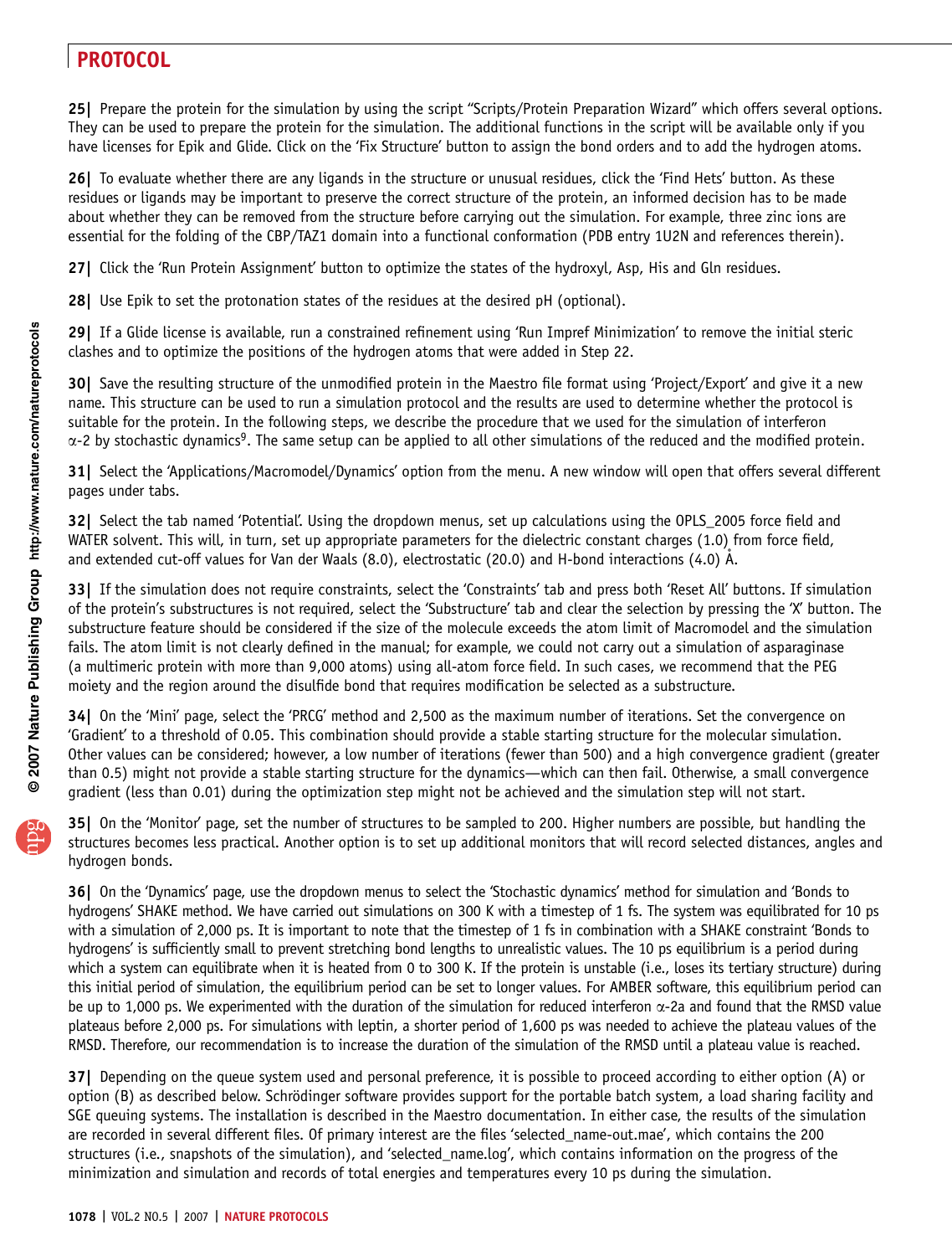**25|** Prepare the protein for the simulation by using the script “Scripts/Protein Preparation Wizard” which offers several options. They can be used to prepare the protein for the simulation. The additional functions in the script will be available only if you have licenses for Epik and Glide. Click on the ‘Fix Structure’ button to assign the bond orders and to add the hydrogen atoms.

**26|** To evaluate whether there are any ligands in the structure or unusual residues, click the ‘Find Hets’ button. As these residues or ligands may be important to preserve the correct structure of the protein, an informed decision has to be made about whether they can be removed from the structure before carrying out the simulation. For example, three zinc ions are essential for the folding of the CBP/TAZ1 domain into a functional conformation (PDB entry 1U2N and references therein).

**27|** Click the ‘Run Protein Assignment’ button to optimize the states of the hydroxyl, Asp, His and Gln residues.

**28|** Use Epik to set the protonation states of the residues at the desired pH (optional).

**29|** If a Glide license is available, run a constrained refinement using ‘Run Impref Minimization’ to remove the initial steric clashes and to optimize the positions of the hydrogen atoms that were added in Step 22.

**30|** Save the resulting structure of the unmodified protein in the Maestro file format using ‘Project/Export’ and give it a new name. This structure can be used to run a simulation protocol and the results are used to determine whether the protocol is suitable for the protein. In the following steps, we describe the procedure that we used for the simulation of interferon α-2 by stochastic dynamics[9]. The same setup can be applied to all other simulations of the reduced and the modified protein.

**31|** Select the ‘Applications/Macromodel/Dynamics’ option from the menu. A new window will open that offers several different pages under tabs.

**32|** Select the tab named ‘Potential’. Using the dropdown menus, set up calculations using the OPLS_2005 force field and WATER solvent. This will, in turn, set up appropriate parameters for the dielectric constant charges (1.0) from force field, and extended cut-off values for Van der Waals (8.0), electrostatic (20.0) and H-bond interactions (4.0) Å.

**33|** If the simulation does not require constraints, select the ‘Constraints’ tab and press both ‘Reset All’ buttons. If simulation of the protein’s substructures is not required, select the ‘Substructure’ tab and clear the selection by pressing the ‘X’ button. The substructure feature should be considered if the size of the molecule exceeds the atom limit of Macromodel and the simulation fails. The atom limit is not clearly defined in the manual; for example, we could not carry out a simulation of asparaginase (a multimeric protein with more than 9,000 atoms) using all-atom force field. In such cases, we recommend that the PEG moiety and the region around the disulfide bond that requires modification be selected as a substructure.

**34|** On the ‘Mini’ page, select the ‘PRCG’ method and 2,500 as the maximum number of iterations. Set the convergence on ‘Gradient’ to a threshold of 0.05. This combination should provide a stable starting structure for the molecular simulation. Other values can be considered; however, a low number of iterations (fewer than 500) and a high convergence gradient (greater than 0.5) might not provide a stable starting structure for the dynamics—which can then fail. Otherwise, a small convergence gradient (less than 0.01) during the optimization step might not be achieved and the simulation step will not start.

**35|** On the ‘Monitor’ page, set the number of structures to be sampled to 200. Higher numbers are possible, but handling the structures becomes less practical. Another option is to set up additional monitors that will record selected distances, angles and hydrogen bonds.

**36|** On the ‘Dynamics’ page, use the dropdown menus to select the ‘Stochastic dynamics’ method for simulation and ‘Bonds to hydrogens’ SHAKE method. We have carried out simulations on 300 K with a timestep of 1 fs. The system was equilibrated for 10 ps with a simulation of 2,000 ps. It is important to note that the timestep of 1 fs in combination with a SHAKE constraint ‘Bonds to hydrogens’ is sufficiently small to prevent stretching bond lengths to unrealistic values. The 10 ps equilibrium is a period during which a system can equilibrate when it is heated from 0 to 300 K. If the protein is unstable (i.e., loses its tertiary structure) during this initial period of simulation, the equilibrium period can be set to longer values. For AMBER software, this equilibrium period can be up to 1,000 ps. We experimented with the duration of the simulation for reduced interferon α-2a and found that the RMSD value plateaus before 2,000 ps. For simulations with leptin, a shorter period of 1,600 ps was needed to achieve the plateau values of the RMSD. Therefore, our recommendation is to increase the duration of the simulation of the RMSD until a plateau value is reached.

**37|** Depending on the queue system used and personal preference, it is possible to proceed according to either option (A) or option (B) as described below. Schrödinger software provides support for the portable batch system, a load sharing facility and SGE queuing systems. The installation is described in the Maestro documentation. In either case, the results of the simulation are recorded in several different files. Of primary interest are the files ‘selected_name-out.mae’, which contains the 200 structures (i.e., snapshots of the simulation), and ‘selected_name.log’, which contains information on the progress of the minimization and simulation and records of total energies and temperatures every 10 ps during the simulation.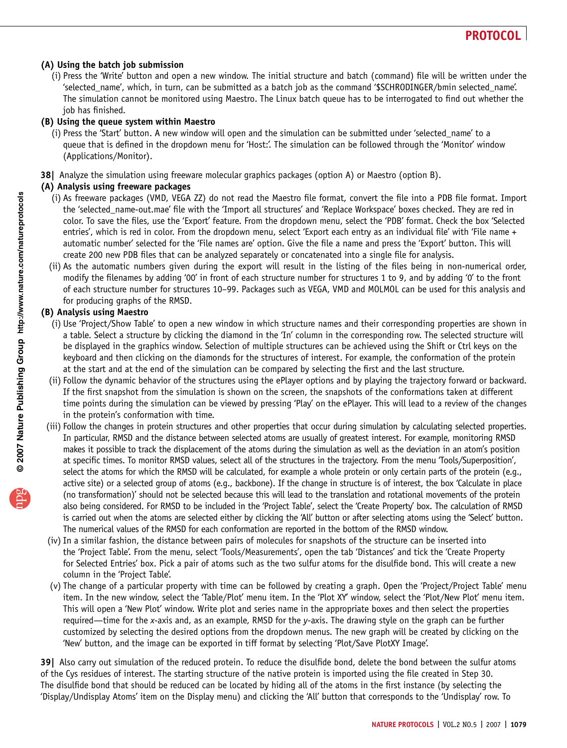**(A) Using the batch job submission**

(i) Press the 'Write' button and open a new window. The initial structure and batch (command) file will be written under the 'selected_name', which, in turn, can be submitted as a batch job as the command '$SCHRODINGER/bmin selected_name'. The simulation cannot be monitored using Maestro. The Linux batch queue has to be interrogated to find out whether the job has finished.

**(B) Using the queue system within Maestro**

(i) Press the 'Start' button. A new window will open and the simulation can be submitted under 'selected_name' to a queue that is defined in the dropdown menu for 'Host:'. The simulation can be followed through the 'Monitor' window (Applications/Monitor).

**38|** Analyze the simulation using freeware molecular graphics packages (option A) or Maestro (option B).

**(A) Analysis using freeware packages**

(i) As freeware packages (VMD, VEGA ZZ) do not read the Maestro file format, convert the file into a PDB file format. Import the 'selected_name-out.mae' file with the 'Import all structures' and 'Replace Workspace' boxes checked. They are red in color. To save the files, use the 'Export' feature. From the dropdown menu, select the 'PDB' format. Check the box 'Selected entries', which is red in color. From the dropdown menu, select 'Export each entry as an individual file' with 'File name + automatic number' selected for the 'File names are' option. Give the file a name and press the 'Export' button. This will create 200 new PDB files that can be analyzed separately or concatenated into a single file for analysis.

(ii) As the automatic numbers given during the export will result in the listing of the files being in non-numerical order, modify the filenames by adding '00' in front of each structure number for structures 1 to 9, and by adding '0' to the front of each structure number for structures 10–99. Packages such as VEGA, VMD and MOLMOL can be used for this analysis and for producing graphs of the RMSD.

**(B) Analysis using Maestro**

(i) Use 'Project/Show Table' to open a new window in which structure names and their corresponding properties are shown in a table. Select a structure by clicking the diamond in the 'In' column in the corresponding row. The selected structure will be displayed in the graphics window. Selection of multiple structures can be achieved using the Shift or Ctrl keys on the keyboard and then clicking on the diamonds for the structures of interest. For example, the conformation of the protein at the start and at the end of the simulation can be compared by selecting the first and the last structure.

(ii) Follow the dynamic behavior of the structures using the ePlayer options and by playing the trajectory forward or backward. If the first snapshot from the simulation is shown on the screen, the snapshots of the conformations taken at different time points during the simulation can be viewed by pressing 'Play' on the ePlayer. This will lead to a review of the changes in the protein's conformation with time.

(iii) Follow the changes in protein structures and other properties that occur during simulation by calculating selected properties. In particular, RMSD and the distance between selected atoms are usually of greatest interest. For example, monitoring RMSD makes it possible to track the displacement of the atoms during the simulation as well as the deviation in an atom's position at specific times. To monitor RMSD values, select all of the structures in the trajectory. From the menu 'Tools/Superposition', select the atoms for which the RMSD will be calculated, for example a whole protein or only certain parts of the protein (e.g., active site) or a selected group of atoms (e.g., backbone). If the change in structure is of interest, the box 'Calculate in place (no transformation)' should not be selected because this will lead to the translation and rotational movements of the protein also being considered. For RMSD to be included in the 'Project Table', select the 'Create Property' box. The calculation of RMSD is carried out when the atoms are selected either by clicking the 'All' button or after selecting atoms using the 'Select' button. The numerical values of the RMSD for each conformation are reported in the bottom of the RMSD window.

(iv) In a similar fashion, the distance between pairs of molecules for snapshots of the structure can be inserted into the 'Project Table'. From the menu, select 'Tools/Measurements', open the tab 'Distances' and tick the 'Create Property for Selected Entries' box. Pick a pair of atoms such as the two sulfur atoms for the disulfide bond. This will create a new column in the 'Project Table'.

(v) The change of a particular property with time can be followed by creating a graph. Open the 'Project/Project Table' menu item. In the new window, select the 'Table/Plot' menu item. In the 'Plot XY' window, select the 'Plot/New Plot' menu item. This will open a 'New Plot' window. Write plot and series name in the appropriate boxes and then select the properties required—time for the *x*-axis and, as an example, RMSD for the *y*-axis. The drawing style on the graph can be further customized by selecting the desired options from the dropdown menus. The new graph will be created by clicking on the 'New' button, and the image can be exported in tiff format by selecting 'Plot/Save PlotXY Image'.

**39|** Also carry out simulation of the reduced protein. To reduce the disulfide bond, delete the bond between the sulfur atoms of the Cys residues of interest. The starting structure of the native protein is imported using the file created in Step 30. The disulfide bond that should be reduced can be located by hiding all of the atoms in the first instance (by selecting the 'Display/Undisplay Atoms' item on the Display menu) and clicking the 'All' button that corresponds to the 'Undisplay' row. To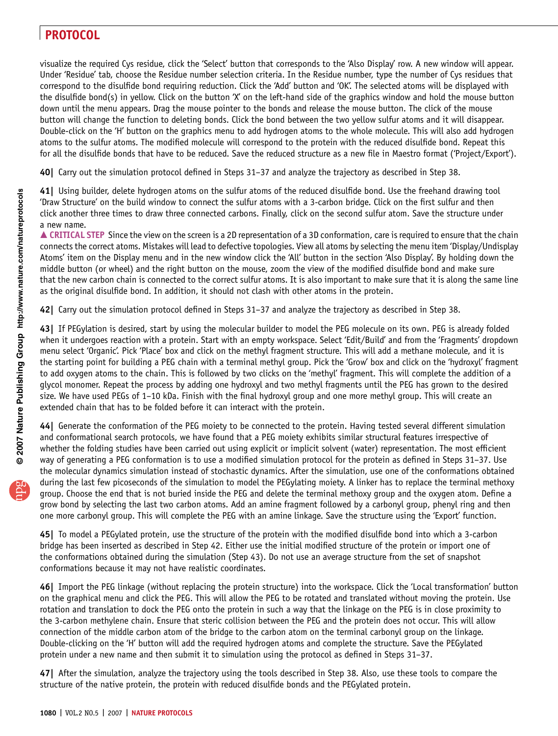visualize the required Cys residue, click the 'Select' button that corresponds to the 'Also Display' row. A new window will appear. Under 'Residue' tab, choose the Residue number selection criteria. In the Residue number, type the number of Cys residues that correspond to the disulfide bond requiring reduction. Click the 'Add' button and 'OK'. The selected atoms will be displayed with the disulfide bond(s) in yellow. Click on the button 'X' on the left-hand side of the graphics window and hold the mouse button down until the menu appears. Drag the mouse pointer to the bonds and release the mouse button. The click of the mouse button will change the function to deleting bonds. Click the bond between the two yellow sulfur atoms and it will disappear. Double-click on the 'H' button on the graphics menu to add hydrogen atoms to the whole molecule. This will also add hydrogen atoms to the sulfur atoms. The modified molecule will correspond to the protein with the reduced disulfide bond. Repeat this for all the disulfide bonds that have to be reduced. Save the reduced structure as a new file in Maestro format ('Project/Export').

**40|** Carry out the simulation protocol defined in Steps 31–37 and analyze the trajectory as described in Step 38.

**41|** Using builder, delete hydrogen atoms on the sulfur atoms of the reduced disulfide bond. Use the freehand drawing tool 'Draw Structure' on the build window to connect the sulfur atoms with a 3-carbon bridge. Click on the first sulfur and then click another three times to draw three connected carbons. Finally, click on the second sulfur atom. Save the structure under a new name.

▲ **CRITICAL STEP** Since the view on the screen is a 2D representation of a 3D conformation, care is required to ensure that the chain connects the correct atoms. Mistakes will lead to defective topologies. View all atoms by selecting the menu item 'Display/Undisplay Atoms' item on the Display menu and in the new window click the 'All' button in the section 'Also Display'. By holding down the middle button (or wheel) and the right button on the mouse, zoom the view of the modified disulfide bond and make sure that the new carbon chain is connected to the correct sulfur atoms. It is also important to make sure that it is along the same line as the original disulfide bond. In addition, it should not clash with other atoms in the protein.

**42|** Carry out the simulation protocol defined in Steps 31–37 and analyze the trajectory as described in Step 38.

**43|** If PEGylation is desired, start by using the molecular builder to model the PEG molecule on its own. PEG is already folded when it undergoes reaction with a protein. Start with an empty workspace. Select 'Edit/Build' and from the 'Fragments' dropdown menu select 'Organic'. Pick 'Place' box and click on the methyl fragment structure. This will add a methane molecule, and it is the starting point for building a PEG chain with a terminal methyl group. Pick the 'Grow' box and click on the 'hydroxyl' fragment to add oxygen atoms to the chain. This is followed by two clicks on the 'methyl' fragment. This will complete the addition of a glycol monomer. Repeat the process by adding one hydroxyl and two methyl fragments until the PEG has grown to the desired size. We have used PEGs of 1–10 kDa. Finish with the final hydroxyl group and one more methyl group. This will create an extended chain that has to be folded before it can interact with the protein.

**44|** Generate the conformation of the PEG moiety to be connected to the protein. Having tested several different simulation and conformational search protocols, we have found that a PEG moiety exhibits similar structural features irrespective of whether the folding studies have been carried out using explicit or implicit solvent (water) representation. The most efficient way of generating a PEG conformation is to use a modified simulation protocol for the protein as defined in Steps 31–37. Use the molecular dynamics simulation instead of stochastic dynamics. After the simulation, use one of the conformations obtained during the last few picoseconds of the simulation to model the PEGylating moiety. A linker has to replace the terminal methoxy group. Choose the end that is not buried inside the PEG and delete the terminal methoxy group and the oxygen atom. Define a grow bond by selecting the last two carbon atoms. Add an amine fragment followed by a carbonyl group, phenyl ring and then one more carbonyl group. This will complete the PEG with an amine linkage. Save the structure using the 'Export' function.

**45|** To model a PEGylated protein, use the structure of the protein with the modified disulfide bond into which a 3-carbon bridge has been inserted as described in Step 42. Either use the initial modified structure of the protein or import one of the conformations obtained during the simulation (Step 43). Do not use an average structure from the set of snapshot conformations because it may not have realistic coordinates.

**46|** Import the PEG linkage (without replacing the protein structure) into the workspace. Click the 'Local transformation' button on the graphical menu and click the PEG. This will allow the PEG to be rotated and translated without moving the protein. Use rotation and translation to dock the PEG onto the protein in such a way that the linkage on the PEG is in close proximity to the 3-carbon methylene chain. Ensure that steric collision between the PEG and the protein does not occur. This will allow connection of the middle carbon atom of the bridge to the carbon atom on the terminal carbonyl group on the linkage. Double-clicking on the 'H' button will add the required hydrogen atoms and complete the structure. Save the PEGylated protein under a new name and then submit it to simulation using the protocol as defined in Steps 31–37.

**47|** After the simulation, analyze the trajectory using the tools described in Step 38. Also, use these tools to compare the structure of the native protein, the protein with reduced disulfide bonds and the PEGylated protein.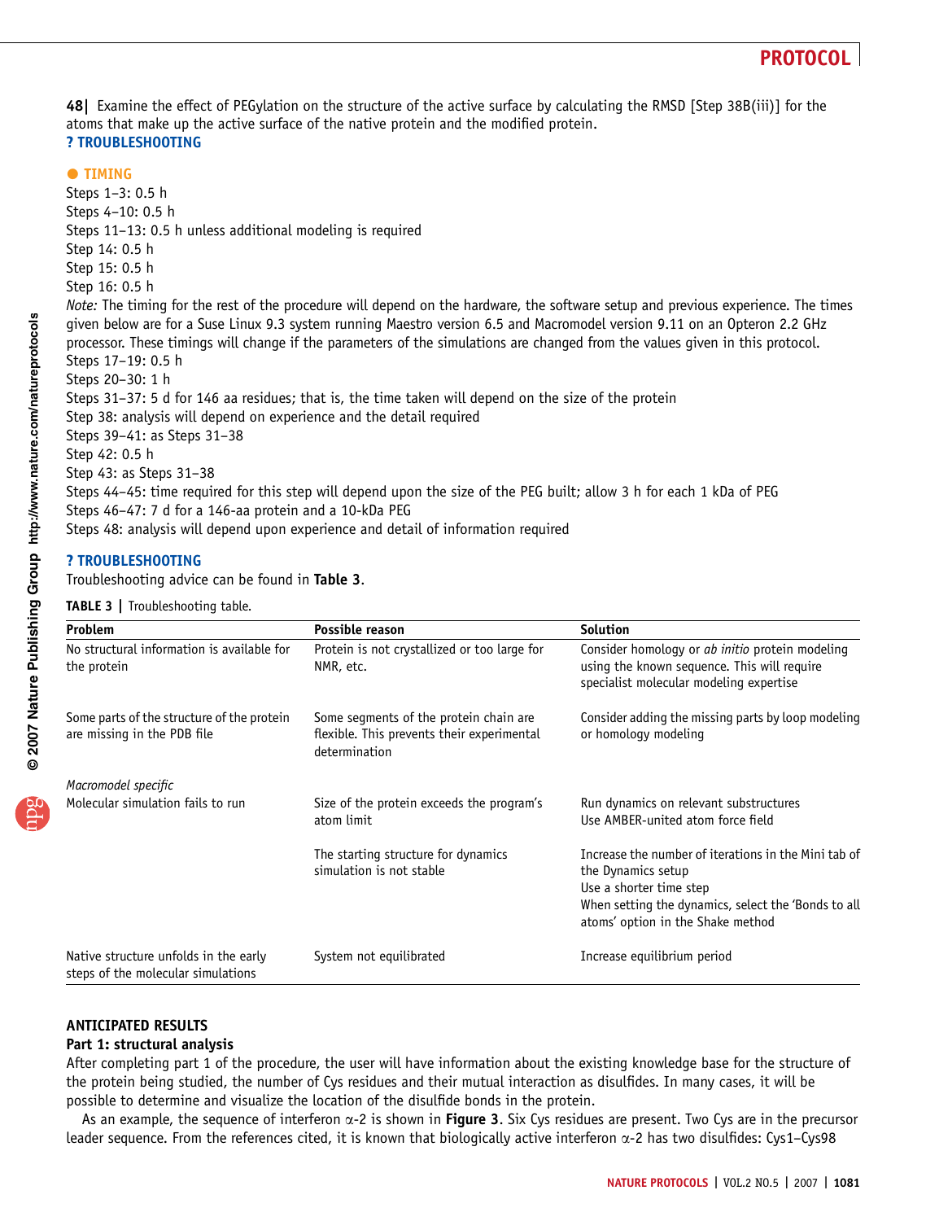**48|** Examine the effect of PEGylation on the structure of the active surface by calculating the RMSD [Step 38B(iii)] for the atoms that make up the active surface of the native protein and the modified protein.

**? TROUBLESHOOTING**

● **TIMING**

Steps 1–3: 0.5 h

Steps 4–10: 0.5 h

Steps 11–13: 0.5 h unless additional modeling is required

Step 14: 0.5 h

Step 15: 0.5 h

Step 16: 0.5 h

*Note:* The timing for the rest of the procedure will depend on the hardware, the software setup and previous experience. The times given below are for a Suse Linux 9.3 system running Maestro version 6.5 and Macromodel version 9.11 on an Opteron 2.2 GHz processor. These timings will change if the parameters of the simulations are changed from the values given in this protocol.

Steps 17–19: 0.5 h

Steps 20–30: 1 h

Steps 31–37: 5 d for 146 aa residues; that is, the time taken will depend on the size of the protein

Step 38: analysis will depend on experience and the detail required

Steps 39–41: as Steps 31–38

Step 42: 0.5 h

Step 43: as Steps 31–38

Steps 44–45: time required for this step will depend upon the size of the PEG built; allow 3 h for each 1 kDa of PEG

Steps 46–47: 7 d for a 146-aa protein and a 10-kDa PEG

Steps 48: analysis will depend upon experience and detail of information required

**? TROUBLESHOOTING**

Troubleshooting advice can be found in **Table 3**.

**TABLE 3 |** Troubleshooting table.

| Problem | Possible reason | Solution |
|---|---|---|
| No structural information is available for the protein | Protein is not crystallized or too large for NMR, etc. | Consider homology or *ab initio* protein modeling using the known sequence. This will require specialist molecular modeling expertise |
| Some parts of the structure of the protein are missing in the PDB file | Some segments of the protein chain are flexible. This prevents their experimental determination | Consider adding the missing parts by loop modeling or homology modeling |
| *Macromodel specific* | | |
| Molecular simulation fails to run | Size of the protein exceeds the program's atom limit | Run dynamics on relevant substructures<br>Use AMBER-united atom force field |
| | The starting structure for dynamics simulation is not stable | Increase the number of iterations in the Mini tab of the Dynamics setup<br>Use a shorter time step<br>When setting the dynamics, select the 'Bonds to all atoms' option in the Shake method |
| Native structure unfolds in the early steps of the molecular simulations | System not equilibrated | Increase equilibrium period |

## ANTICIPATED RESULTS

### Part 1: structural analysis

After completing part 1 of the procedure, the user will have information about the existing knowledge base for the structure of the protein being studied, the number of Cys residues and their mutual interaction as disulfides. In many cases, it will be possible to determine and visualize the location of the disulfide bonds in the protein.

As an example, the sequence of interferon α-2 is shown in **Figure 3**. Six Cys residues are present. Two Cys are in the precursor leader sequence. From the references cited, it is known that biologically active interferon α-2 has two disulfides: Cys1–Cys98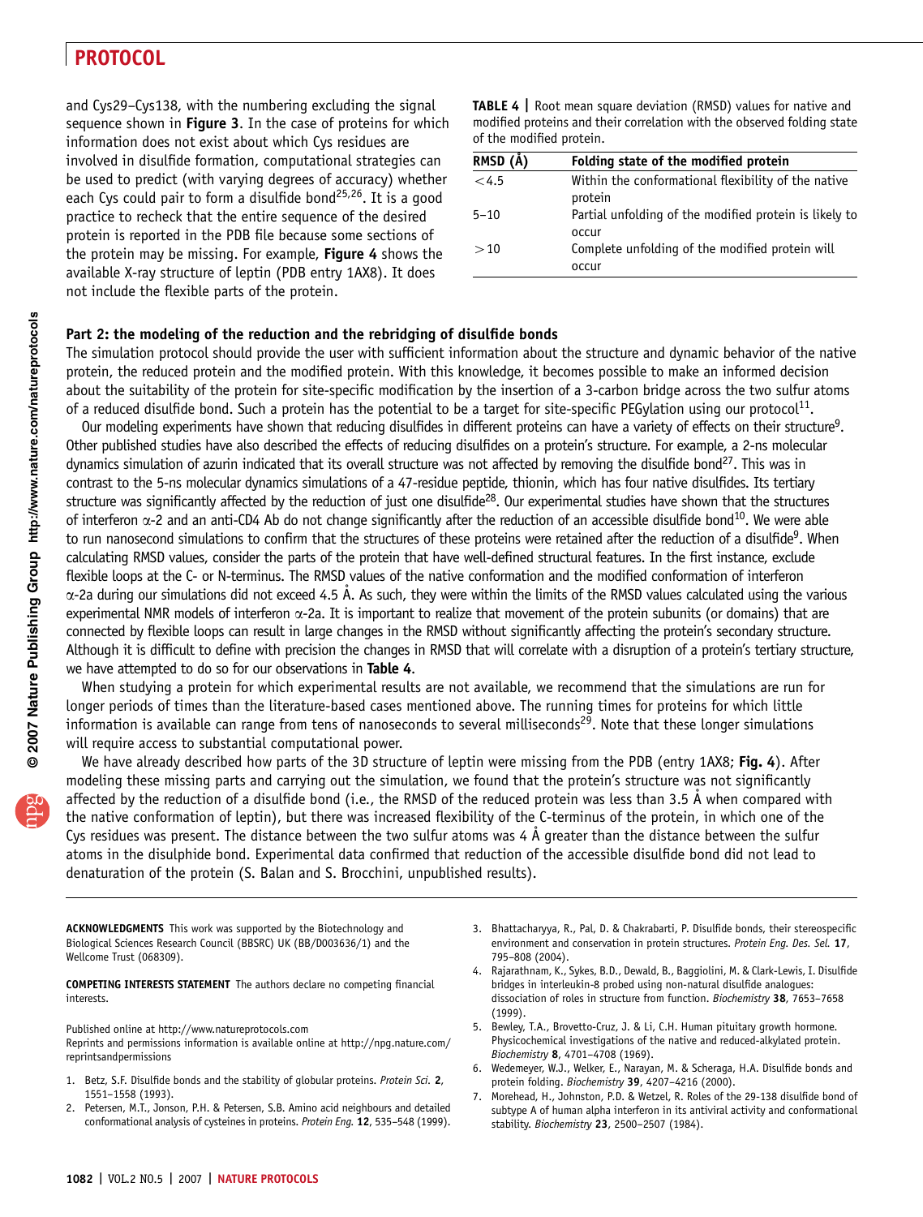and Cys29–Cys138, with the numbering excluding the signal sequence shown in **Figure 3**. In the case of proteins for which information does not exist about which Cys residues are involved in disulfide formation, computational strategies can be used to predict (with varying degrees of accuracy) whether each Cys could pair to form a disulfide bond[25,26]. It is a good practice to recheck that the entire sequence of the desired protein is reported in the PDB file because some sections of the protein may be missing. For example, **Figure 4** shows the available X-ray structure of leptin (PDB entry 1AX8). It does not include the flexible parts of the protein.

**TABLE 4 |** Root mean square deviation (RMSD) values for native and modified proteins and their correlation with the observed folding state of the modified protein.

| RMSD (Å) | Folding state of the modified protein |
|---|---|
| <4.5 | Within the conformational flexibility of the native protein |
| 5–10 | Partial unfolding of the modified protein is likely to occur |
| >10 | Complete unfolding of the modified protein will occur |

### Part 2: the modeling of the reduction and the rebridging of disulfide bonds

The simulation protocol should provide the user with sufficient information about the structure and dynamic behavior of the native protein, the reduced protein and the modified protein. With this knowledge, it becomes possible to make an informed decision about the suitability of the protein for site-specific modification by the insertion of a 3-carbon bridge across the two sulfur atoms of a reduced disulfide bond. Such a protein has the potential to be a target for site-specific PEGylation using our protocol[11].

Our modeling experiments have shown that reducing disulfides in different proteins can have a variety of effects on their structure[9]. Other published studies have also described the effects of reducing disulfides on a protein's structure. For example, a 2-ns molecular dynamics simulation of azurin indicated that its overall structure was not affected by removing the disulfide bond[27]. This was in contrast to the 5-ns molecular dynamics simulations of a 47-residue peptide, thionin, which has four native disulfides. Its tertiary structure was significantly affected by the reduction of just one disulfide[28]. Our experimental studies have shown that the structures of interferon α-2 and an anti-CD4 Ab do not change significantly after the reduction of an accessible disulfide bond[10]. We were able to run nanosecond simulations to confirm that the structures of these proteins were retained after the reduction of a disulfide[9]. When calculating RMSD values, consider the parts of the protein that have well-defined structural features. In the first instance, exclude flexible loops at the C- or N-terminus. The RMSD values of the native conformation and the modified conformation of interferon α-2a during our simulations did not exceed 4.5 Å. As such, they were within the limits of the RMSD values calculated using the various experimental NMR models of interferon α-2a. It is important to realize that movement of the protein subunits (or domains) that are connected by flexible loops can result in large changes in the RMSD without significantly affecting the protein's secondary structure. Although it is difficult to define with precision the changes in RMSD that will correlate with a disruption of a protein's tertiary structure, we have attempted to do so for our observations in **Table 4**.

When studying a protein for which experimental results are not available, we recommend that the simulations are run for longer periods of times than the literature-based cases mentioned above. The running times for proteins for which little information is available can range from tens of nanoseconds to several milliseconds[29]. Note that these longer simulations will require access to substantial computational power.

We have already described how parts of the 3D structure of leptin were missing from the PDB (entry 1AX8; **Fig. 4**). After modeling these missing parts and carrying out the simulation, we found that the protein's structure was not significantly affected by the reduction of a disulfide bond (i.e., the RMSD of the reduced protein was less than 3.5 Å when compared with the native conformation of leptin), but there was increased flexibility of the C-terminus of the protein, in which one of the Cys residues was present. The distance between the two sulfur atoms was 4 Å greater than the distance between the sulfur atoms in the disulphide bond. Experimental data confirmed that reduction of the accessible disulfide bond did not lead to denaturation of the protein (S. Balan and S. Brocchini, unpublished results).

**ACKNOWLEDGMENTS** This work was supported by the Biotechnology and Biological Sciences Research Council (BBSRC) UK (BB/D003636/1) and the Wellcome Trust (068309).

**COMPETING INTERESTS STATEMENT** The authors declare no competing financial interests.

Published online at http://www.natureprotocols.com
Reprints and permissions information is available online at http://npg.nature.com/reprintsandpermissions

1. Betz, S.F. Disulfide bonds and the stability of globular proteins. *Protein Sci.* **2**, 1551–1558 (1993).
2. Petersen, M.T., Jonson, P.H. & Petersen, S.B. Amino acid neighbours and detailed conformational analysis of cysteines in proteins. *Protein Eng.* **12**, 535–548 (1999).
3. Bhattacharyya, R., Pal, D. & Chakrabarti, P. Disulfide bonds, their stereospecific environment and conservation in protein structures. *Protein Eng. Des. Sel.* **17**, 795–808 (2004).
4. Rajarathnam, K., Sykes, B.D., Dewald, B., Baggiolini, M. & Clark-Lewis, I. Disulfide bridges in interleukin-8 probed using non-natural disulfide analogues: dissociation of roles in structure from function. *Biochemistry* **38**, 7653–7658 (1999).
5. Bewley, T.A., Brovetto-Cruz, J. & Li, C.H. Human pituitary growth hormone. Physicochemical investigations of the native and reduced-alkylated protein. *Biochemistry* **8**, 4701–4708 (1969).
6. Wedemeyer, W.J., Welker, E., Narayan, M. & Scheraga, H.A. Disulfide bonds and protein folding. *Biochemistry* **39**, 4207–4216 (2000).
7. Morehead, H., Johnston, P.D. & Wetzel, R. Roles of the 29-138 disulfide bond of subtype A of human alpha interferon in its antiviral activity and conformational stability. *Biochemistry* **23**, 2500–2507 (1984).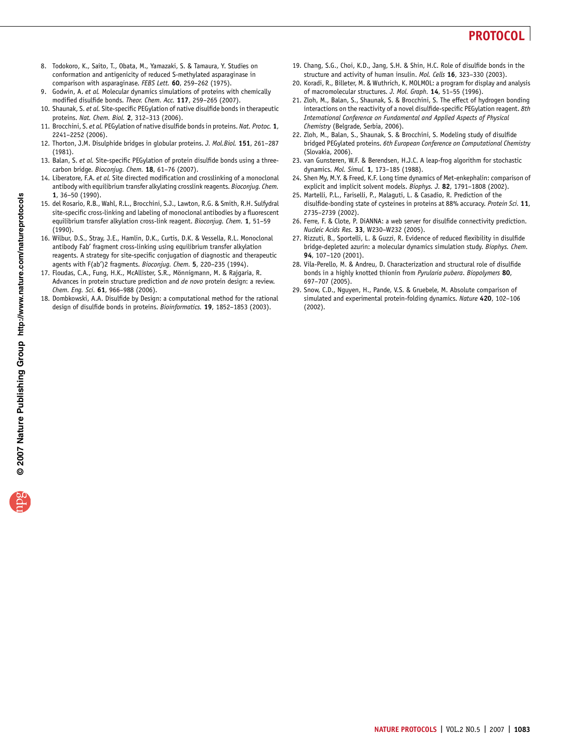8. Todokoro, K., Saito, T., Obata, M., Yamazaki, S. & Tamaura, Y. Studies on conformation and antigenicity of reduced S-methylated asparaginase in comparison with asparaginase. *FEBS Lett.* **60**, 259–262 (1975).
9. Godwin, A. *et al.* Molecular dynamics simulations of proteins with chemically modified disulfide bonds. *Theor. Chem. Acc.* **117**, 259–265 (2007).
10. Shaunak, S. *et al.* Site-specific PEGylation of native disulfide bonds in therapeutic proteins. *Nat. Chem. Biol.* **2**, 312–313 (2006).
11. Brocchini, S. *et al.* PEGylation of native disulfide bonds in proteins. *Nat. Protoc.* **1**, 2241–2252 (2006).
12. Thorton, J.M. Disulphide bridges in globular proteins. *J. Mol.Biol.* **151**, 261–287 (1981).
13. Balan, S. *et al.* Site-specific PEGylation of protein disulfide bonds using a three-carbon bridge. *Bioconjug. Chem.* **18**, 61–76 (2007).
14. Liberatore, F.A. *et al.* Site directed modification and crosslinking of a monoclonal antibody with equilibrium transfer alkylating crosslink reagents. *Bioconjug. Chem.* **1**, 36–50 (1990).
15. del Rosario, R.B., Wahl, R.L., Brocchini, S.J., Lawton, R.G. & Smith, R.H. Sulfydral site-specific cross-linking and labeling of monoclonal antibodies by a fluorescent equilibrium transfer alkylation cross-link reagent. *Bioconjug. Chem.* **1**, 51–59 (1990).
16. Wilbur, D.S., Stray, J.E., Hamlin, D.K., Curtis, D.K. & Vessella, R.L. Monoclonal antibody Fab' fragment cross-linking using equilibrium transfer alkylation reagents. A strategy for site-specific conjugation of diagnostic and therapeutic agents with F(ab')2 fragments. *Bioconjug. Chem.* **5**, 220–235 (1994).
17. Floudas, C.A., Fung, H.K., McAllister, S.R., Mönnigmann, M. & Rajgaria, R. Advances in protein structure prediction and *de novo* protein design: a review. *Chem. Eng. Sci.* **61**, 966–988 (2006).
18. Dombkowski, A.A. Disulfide by Design: a computational method for the rational design of disulfide bonds in proteins. *Bioinformatics.* **19**, 1852–1853 (2003).
19. Chang, S.G., Choi, K.D., Jang, S.H. & Shin, H.C. Role of disulfide bonds in the structure and activity of human insulin. *Mol. Cells* **16**, 323–330 (2003).
20. Koradi, R., Billeter, M. & Wuthrich, K. MOLMOL: a program for display and analysis of macromolecular structures. *J. Mol. Graph.* **14**, 51–55 (1996).
21. Zloh, M., Balan, S., Shaunak, S. & Brocchini, S. The effect of hydrogen bonding interactions on the reactivity of a novel disulfide-specific PEGylation reagent. *8th International Conference on Fundamental and Applied Aspects of Physical Chemistry* (Belgrade, Serbia, 2006).
22. Zloh, M., Balan, S., Shaunak, S. & Brocchini, S. Modeling study of disulfide bridged PEGylated proteins. *6th European Conference on Computational Chemistry* (Slovakia, 2006).
23. van Gunsteren, W.F. & Berendsen, H.J.C. A leap-frog algorithm for stochastic dynamics. *Mol. Simul.* **1**, 173–185 (1988).
24. Shen My, M.Y. & Freed, K.F. Long time dynamics of Met-enkephalin: comparison of explicit and implicit solvent models. *Biophys. J.* **82**, 1791–1808 (2002).
25. Martelli, P.L., Fariselli, P., Malaguti, L. & Casadio, R. Prediction of the disulfide-bonding state of cysteines in proteins at 88% accuracy. *Protein Sci.* **11**, 2735–2739 (2002).
26. Ferre, F. & Clote, P. DiANNA: a web server for disulfide connectivity prediction. *Nucleic Acids Res.* **33**, W230–W232 (2005).
27. Rizzuti, B., Sportelli, L. & Guzzi, R. Evidence of reduced flexibility in disulfide bridge-depleted azurin: a molecular dynamics simulation study. *Biophys. Chem.* **94**, 107–120 (2001).
28. Vila-Perello, M. & Andreu, D. Characterization and structural role of disulfide bonds in a highly knotted thionin from *Pyrularia pubera*. *Biopolymers* **80**, 697–707 (2005).
29. Snow, C.D., Nguyen, H., Pande, V.S. & Gruebele, M. Absolute comparison of simulated and experimental protein-folding dynamics. *Nature* **420**, 102–106 (2002).